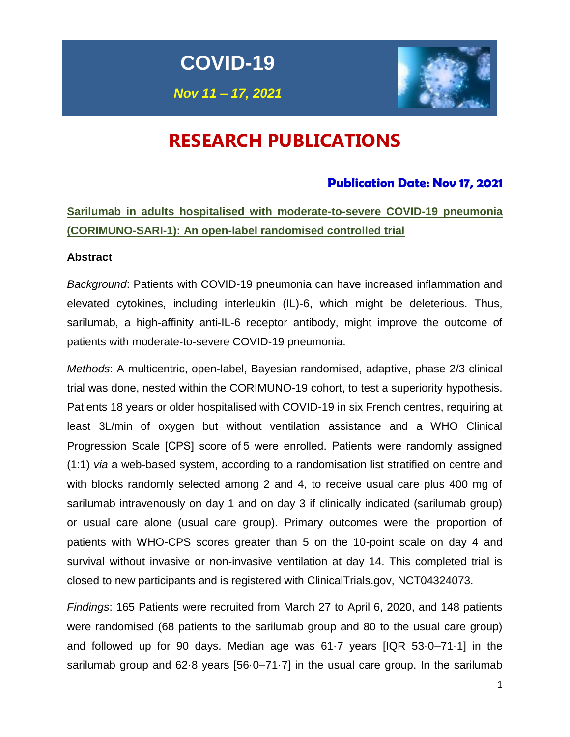# COVID-19

***Nov 11 – 17, 2021***

# RESEARCH PUBLICATIONS

### Publication Date: Nov 17, 2021

## Sarilumab in adults hospitalised with moderate-to-severe COVID-19 pneumonia (CORIMUNO-SARI-1): An open-label randomised controlled trial

**Abstract**

*Background*: Patients with COVID-19 pneumonia can have increased inflammation and elevated cytokines, including interleukin (IL)-6, which might be deleterious. Thus, sarilumab, a high-affinity anti-IL-6 receptor antibody, might improve the outcome of patients with moderate-to-severe COVID-19 pneumonia.

*Methods*: A multicentric, open-label, Bayesian randomised, adaptive, phase 2/3 clinical trial was done, nested within the CORIMUNO-19 cohort, to test a superiority hypothesis. Patients 18 years or older hospitalised with COVID-19 in six French centres, requiring at least 3L/min of oxygen but without ventilation assistance and a WHO Clinical Progression Scale [CPS] score of 5 were enrolled. Patients were randomly assigned (1:1) *via* a web-based system, according to a randomisation list stratified on centre and with blocks randomly selected among 2 and 4, to receive usual care plus 400 mg of sarilumab intravenously on day 1 and on day 3 if clinically indicated (sarilumab group) or usual care alone (usual care group). Primary outcomes were the proportion of patients with WHO-CPS scores greater than 5 on the 10-point scale on day 4 and survival without invasive or non-invasive ventilation at day 14. This completed trial is closed to new participants and is registered with ClinicalTrials.gov, NCT04324073.

*Findings*: 165 Patients were recruited from March 27 to April 6, 2020, and 148 patients were randomised (68 patients to the sarilumab group and 80 to the usual care group) and followed up for 90 days. Median age was 61·7 years [IQR 53·0–71·1] in the sarilumab group and 62·8 years [56·0–71·7] in the usual care group. In the sarilumab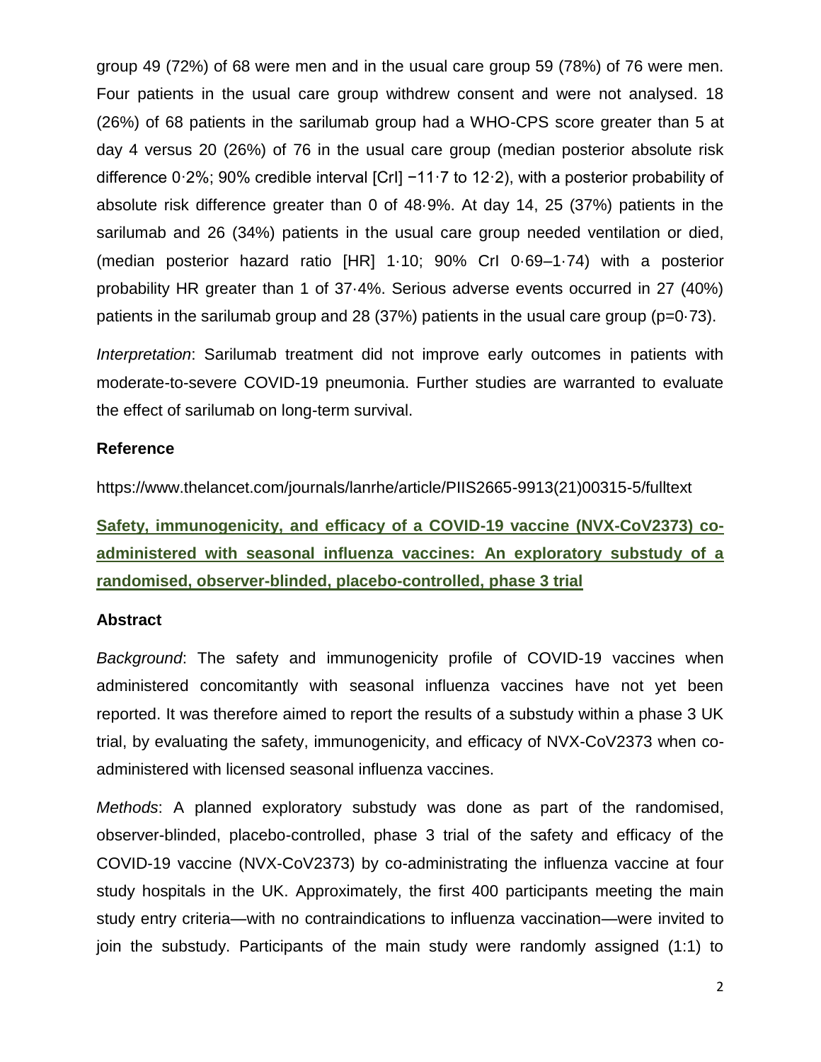group 49 (72%) of 68 were men and in the usual care group 59 (78%) of 76 were men. Four patients in the usual care group withdrew consent and were not analysed. 18 (26%) of 68 patients in the sarilumab group had a WHO-CPS score greater than 5 at day 4 versus 20 (26%) of 76 in the usual care group (median posterior absolute risk difference 0·2%; 90% credible interval [CrI] −11·7 to 12·2), with a posterior probability of absolute risk difference greater than 0 of 48·9%. At day 14, 25 (37%) patients in the sarilumab and 26 (34%) patients in the usual care group needed ventilation or died, (median posterior hazard ratio [HR] 1·10; 90% CrI 0·69–1·74) with a posterior probability HR greater than 1 of 37·4%. Serious adverse events occurred in 27 (40%) patients in the sarilumab group and 28 (37%) patients in the usual care group (p=0·73).

*Interpretation*: Sarilumab treatment did not improve early outcomes in patients with moderate-to-severe COVID-19 pneumonia. Further studies are warranted to evaluate the effect of sarilumab on long-term survival.

**Reference**

https://www.thelancet.com/journals/lanrhe/article/PIIS2665-9913(21)00315-5/fulltext

## Safety, immunogenicity, and efficacy of a COVID-19 vaccine (NVX-CoV2373) co-administered with seasonal influenza vaccines: An exploratory substudy of a randomised, observer-blinded, placebo-controlled, phase 3 trial

**Abstract**

*Background*: The safety and immunogenicity profile of COVID-19 vaccines when administered concomitantly with seasonal influenza vaccines have not yet been reported. It was therefore aimed to report the results of a substudy within a phase 3 UK trial, by evaluating the safety, immunogenicity, and efficacy of NVX-CoV2373 when co-administered with licensed seasonal influenza vaccines.

*Methods*: A planned exploratory substudy was done as part of the randomised, observer-blinded, placebo-controlled, phase 3 trial of the safety and efficacy of the COVID-19 vaccine (NVX-CoV2373) by co-administrating the influenza vaccine at four study hospitals in the UK. Approximately, the first 400 participants meeting the main study entry criteria—with no contraindications to influenza vaccination—were invited to join the substudy. Participants of the main study were randomly assigned (1:1) to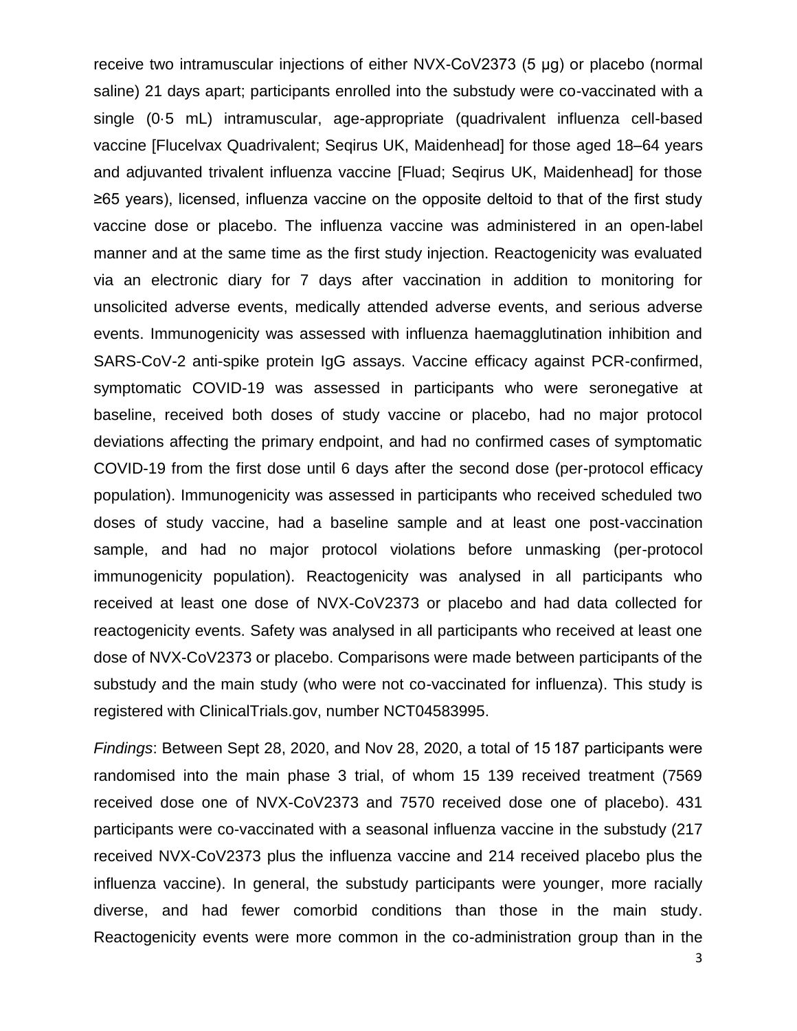receive two intramuscular injections of either NVX-CoV2373 (5 µg) or placebo (normal saline) 21 days apart; participants enrolled into the substudy were co-vaccinated with a single (0·5 mL) intramuscular, age-appropriate (quadrivalent influenza cell-based vaccine [Flucelvax Quadrivalent; Seqirus UK, Maidenhead] for those aged 18–64 years and adjuvanted trivalent influenza vaccine [Fluad; Seqirus UK, Maidenhead] for those ≥65 years), licensed, influenza vaccine on the opposite deltoid to that of the first study vaccine dose or placebo. The influenza vaccine was administered in an open-label manner and at the same time as the first study injection. Reactogenicity was evaluated via an electronic diary for 7 days after vaccination in addition to monitoring for unsolicited adverse events, medically attended adverse events, and serious adverse events. Immunogenicity was assessed with influenza haemagglutination inhibition and SARS-CoV-2 anti-spike protein IgG assays. Vaccine efficacy against PCR-confirmed, symptomatic COVID-19 was assessed in participants who were seronegative at baseline, received both doses of study vaccine or placebo, had no major protocol deviations affecting the primary endpoint, and had no confirmed cases of symptomatic COVID-19 from the first dose until 6 days after the second dose (per-protocol efficacy population). Immunogenicity was assessed in participants who received scheduled two doses of study vaccine, had a baseline sample and at least one post-vaccination sample, and had no major protocol violations before unmasking (per-protocol immunogenicity population). Reactogenicity was analysed in all participants who received at least one dose of NVX-CoV2373 or placebo and had data collected for reactogenicity events. Safety was analysed in all participants who received at least one dose of NVX-CoV2373 or placebo. Comparisons were made between participants of the substudy and the main study (who were not co-vaccinated for influenza). This study is registered with ClinicalTrials.gov, number NCT04583995.

*Findings*: Between Sept 28, 2020, and Nov 28, 2020, a total of 15 187 participants were randomised into the main phase 3 trial, of whom 15 139 received treatment (7569 received dose one of NVX-CoV2373 and 7570 received dose one of placebo). 431 participants were co-vaccinated with a seasonal influenza vaccine in the substudy (217 received NVX-CoV2373 plus the influenza vaccine and 214 received placebo plus the influenza vaccine). In general, the substudy participants were younger, more racially diverse, and had fewer comorbid conditions than those in the main study. Reactogenicity events were more common in the co-administration group than in the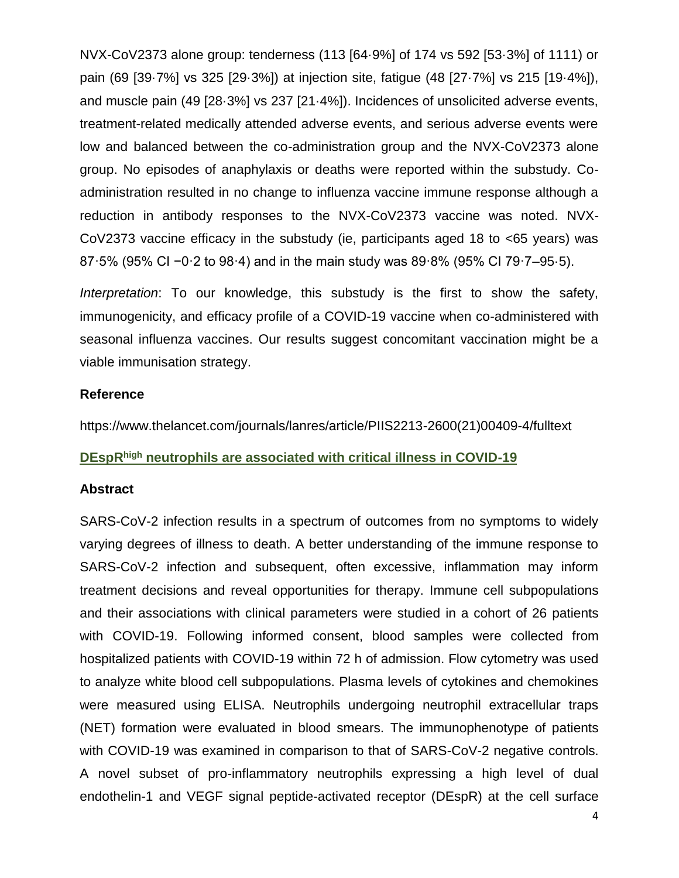NVX-CoV2373 alone group: tenderness (113 [64·9%] of 174 vs 592 [53·3%] of 1111) or pain (69 [39·7%] vs 325 [29·3%]) at injection site, fatigue (48 [27·7%] vs 215 [19·4%]), and muscle pain (49 [28·3%] vs 237 [21·4%]). Incidences of unsolicited adverse events, treatment-related medically attended adverse events, and serious adverse events were low and balanced between the co-administration group and the NVX-CoV2373 alone group. No episodes of anaphylaxis or deaths were reported within the substudy. Co-administration resulted in no change to influenza vaccine immune response although a reduction in antibody responses to the NVX-CoV2373 vaccine was noted. NVX-CoV2373 vaccine efficacy in the substudy (ie, participants aged 18 to <65 years) was 87·5% (95% CI −0·2 to 98·4) and in the main study was 89·8% (95% CI 79·7–95·5).

*Interpretation*: To our knowledge, this substudy is the first to show the safety, immunogenicity, and efficacy profile of a COVID-19 vaccine when co-administered with seasonal influenza vaccines. Our results suggest concomitant vaccination might be a viable immunisation strategy.

### Reference

https://www.thelancet.com/journals/lanres/article/PIIS2213-2600(21)00409-4/fulltext

## DEspR$^{high}$ neutrophils are associated with critical illness in COVID-19

### Abstract

SARS-CoV-2 infection results in a spectrum of outcomes from no symptoms to widely varying degrees of illness to death. A better understanding of the immune response to SARS-CoV-2 infection and subsequent, often excessive, inflammation may inform treatment decisions and reveal opportunities for therapy. Immune cell subpopulations and their associations with clinical parameters were studied in a cohort of 26 patients with COVID-19. Following informed consent, blood samples were collected from hospitalized patients with COVID-19 within 72 h of admission. Flow cytometry was used to analyze white blood cell subpopulations. Plasma levels of cytokines and chemokines were measured using ELISA. Neutrophils undergoing neutrophil extracellular traps (NET) formation were evaluated in blood smears. The immunophenotype of patients with COVID-19 was examined in comparison to that of SARS-CoV-2 negative controls. A novel subset of pro-inflammatory neutrophils expressing a high level of dual endothelin-1 and VEGF signal peptide-activated receptor (DEspR) at the cell surface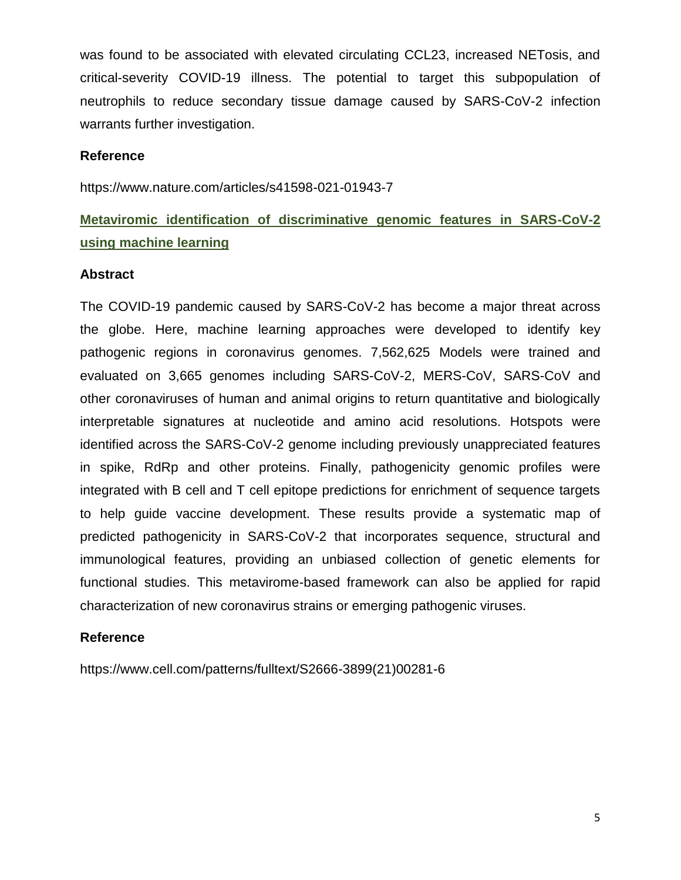was found to be associated with elevated circulating CCL23, increased NETosis, and critical-severity COVID-19 illness. The potential to target this subpopulation of neutrophils to reduce secondary tissue damage caused by SARS-CoV-2 infection warrants further investigation.

### Reference

https://www.nature.com/articles/s41598-021-01943-7

## Metaviromic identification of discriminative genomic features in SARS-CoV-2 using machine learning

### Abstract

The COVID-19 pandemic caused by SARS-CoV-2 has become a major threat across the globe. Here, machine learning approaches were developed to identify key pathogenic regions in coronavirus genomes. 7,562,625 Models were trained and evaluated on 3,665 genomes including SARS-CoV-2, MERS-CoV, SARS-CoV and other coronaviruses of human and animal origins to return quantitative and biologically interpretable signatures at nucleotide and amino acid resolutions. Hotspots were identified across the SARS-CoV-2 genome including previously unappreciated features in spike, RdRp and other proteins. Finally, pathogenicity genomic profiles were integrated with B cell and T cell epitope predictions for enrichment of sequence targets to help guide vaccine development. These results provide a systematic map of predicted pathogenicity in SARS-CoV-2 that incorporates sequence, structural and immunological features, providing an unbiased collection of genetic elements for functional studies. This metavirome-based framework can also be applied for rapid characterization of new coronavirus strains or emerging pathogenic viruses.

### Reference

https://www.cell.com/patterns/fulltext/S2666-3899(21)00281-6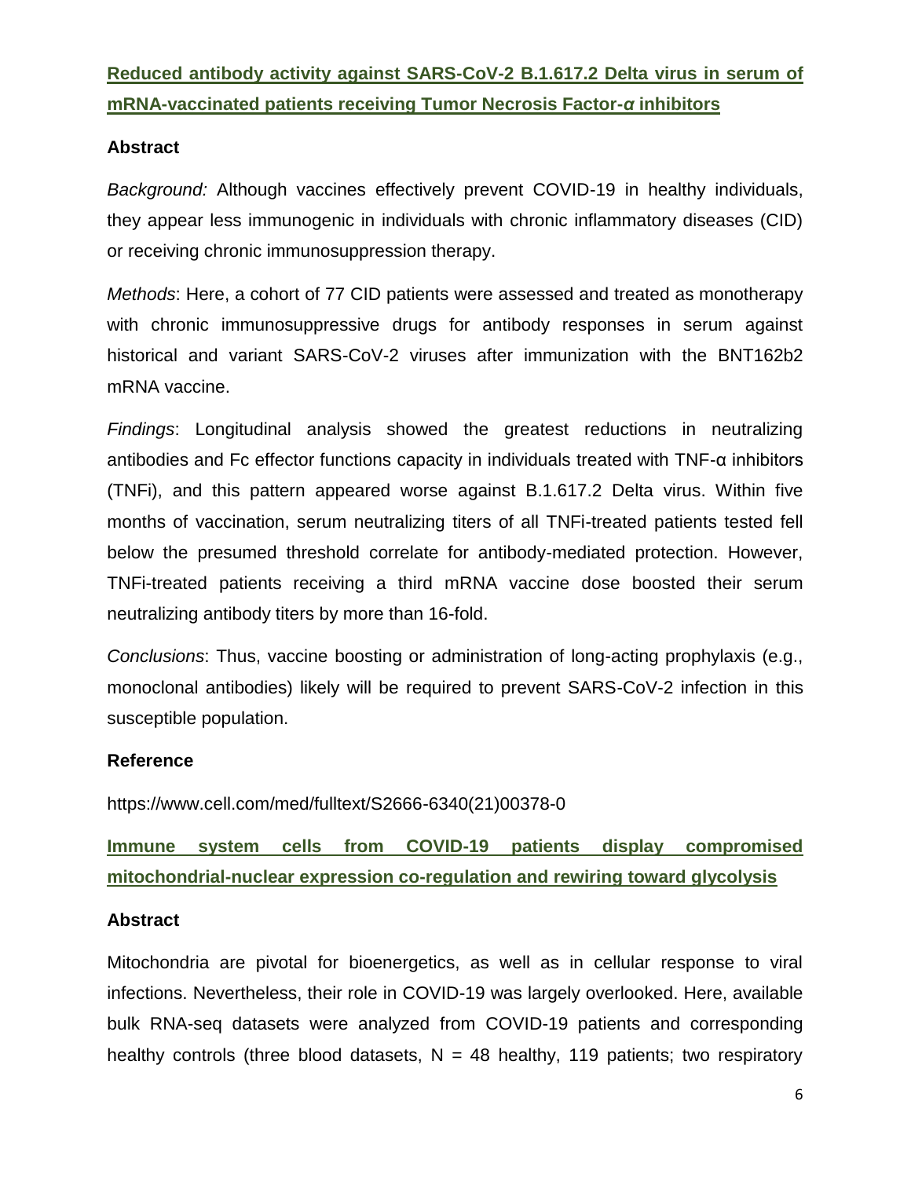## [Reduced antibody activity against SARS-CoV-2 B.1.617.2 Delta virus in serum of mRNA-vaccinated patients receiving Tumor Necrosis Factor-*α* inhibitors]

### Abstract

*Background:* Although vaccines effectively prevent COVID-19 in healthy individuals, they appear less immunogenic in individuals with chronic inflammatory diseases (CID) or receiving chronic immunosuppression therapy.

*Methods*: Here, a cohort of 77 CID patients were assessed and treated as monotherapy with chronic immunosuppressive drugs for antibody responses in serum against historical and variant SARS-CoV-2 viruses after immunization with the BNT162b2 mRNA vaccine.

*Findings*: Longitudinal analysis showed the greatest reductions in neutralizing antibodies and Fc effector functions capacity in individuals treated with TNF-α inhibitors (TNFi), and this pattern appeared worse against B.1.617.2 Delta virus. Within five months of vaccination, serum neutralizing titers of all TNFi-treated patients tested fell below the presumed threshold correlate for antibody-mediated protection. However, TNFi-treated patients receiving a third mRNA vaccine dose boosted their serum neutralizing antibody titers by more than 16-fold.

*Conclusions*: Thus, vaccine boosting or administration of long-acting prophylaxis (e.g., monoclonal antibodies) likely will be required to prevent SARS-CoV-2 infection in this susceptible population.

### Reference

https://www.cell.com/med/fulltext/S2666-6340(21)00378-0

## [Immune system cells from COVID-19 patients display compromised mitochondrial-nuclear expression co-regulation and rewiring toward glycolysis]

### Abstract

Mitochondria are pivotal for bioenergetics, as well as in cellular response to viral infections. Nevertheless, their role in COVID-19 was largely overlooked. Here, available bulk RNA-seq datasets were analyzed from COVID-19 patients and corresponding healthy controls (three blood datasets, N = 48 healthy, 119 patients; two respiratory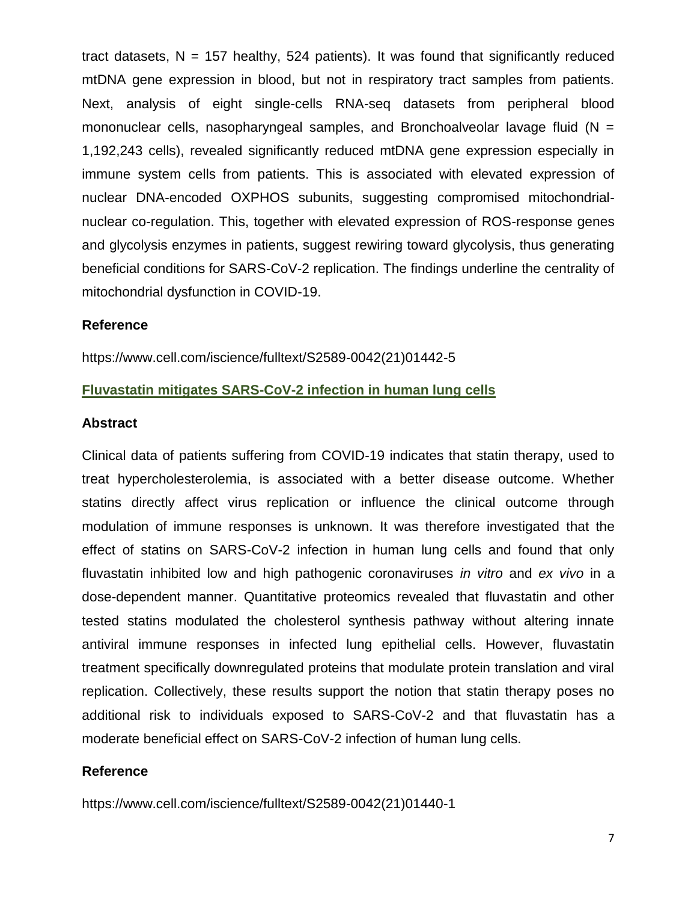tract datasets, N = 157 healthy, 524 patients). It was found that significantly reduced mtDNA gene expression in blood, but not in respiratory tract samples from patients. Next, analysis of eight single-cells RNA-seq datasets from peripheral blood mononuclear cells, nasopharyngeal samples, and Bronchoalveolar lavage fluid (N = 1,192,243 cells), revealed significantly reduced mtDNA gene expression especially in immune system cells from patients. This is associated with elevated expression of nuclear DNA-encoded OXPHOS subunits, suggesting compromised mitochondrial-nuclear co-regulation. This, together with elevated expression of ROS-response genes and glycolysis enzymes in patients, suggest rewiring toward glycolysis, thus generating beneficial conditions for SARS-CoV-2 replication. The findings underline the centrality of mitochondrial dysfunction in COVID-19.

**Reference**

https://www.cell.com/iscience/fulltext/S2589-0042(21)01442-5

## Fluvastatin mitigates SARS-CoV-2 infection in human lung cells

**Abstract**

Clinical data of patients suffering from COVID-19 indicates that statin therapy, used to treat hypercholesterolemia, is associated with a better disease outcome. Whether statins directly affect virus replication or influence the clinical outcome through modulation of immune responses is unknown. It was therefore investigated that the effect of statins on SARS-CoV-2 infection in human lung cells and found that only fluvastatin inhibited low and high pathogenic coronaviruses *in vitro* and *ex vivo* in a dose-dependent manner. Quantitative proteomics revealed that fluvastatin and other tested statins modulated the cholesterol synthesis pathway without altering innate antiviral immune responses in infected lung epithelial cells. However, fluvastatin treatment specifically downregulated proteins that modulate protein translation and viral replication. Collectively, these results support the notion that statin therapy poses no additional risk to individuals exposed to SARS-CoV-2 and that fluvastatin has a moderate beneficial effect on SARS-CoV-2 infection of human lung cells.

**Reference**

https://www.cell.com/iscience/fulltext/S2589-0042(21)01440-1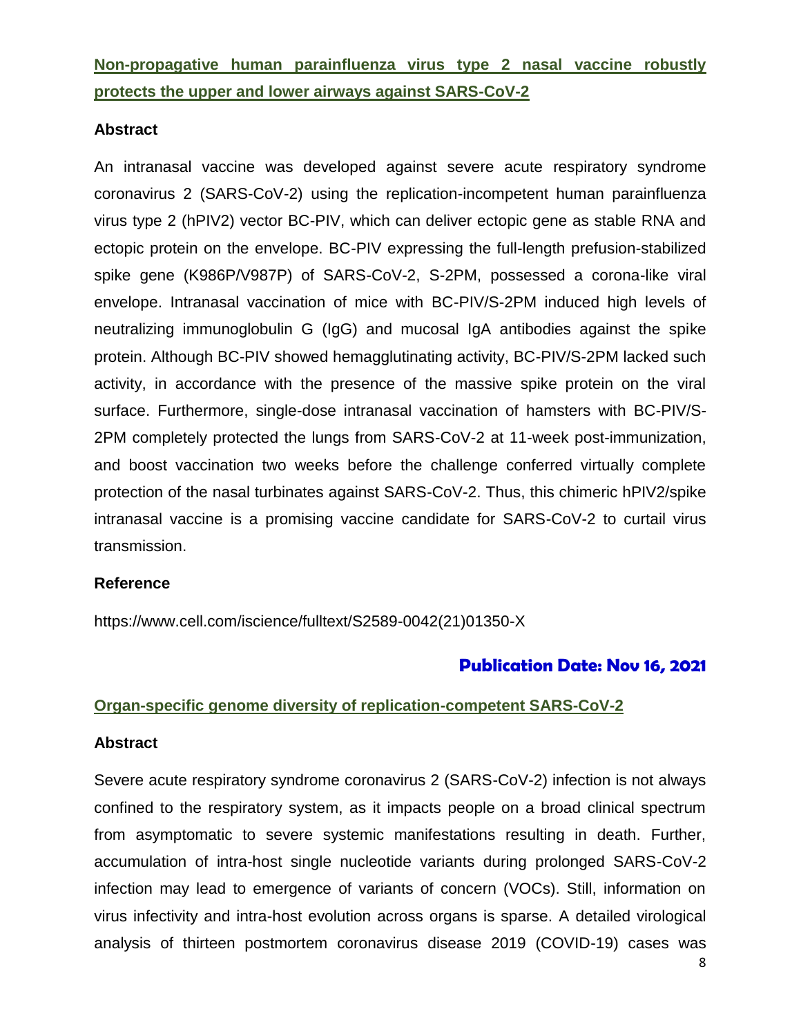## Non-propagative human parainfluenza virus type 2 nasal vaccine robustly protects the upper and lower airways against SARS-CoV-2

### Abstract

An intranasal vaccine was developed against severe acute respiratory syndrome coronavirus 2 (SARS-CoV-2) using the replication-incompetent human parainfluenza virus type 2 (hPIV2) vector BC-PIV, which can deliver ectopic gene as stable RNA and ectopic protein on the envelope. BC-PIV expressing the full-length prefusion-stabilized spike gene (K986P/V987P) of SARS-CoV-2, S-2PM, possessed a corona-like viral envelope. Intranasal vaccination of mice with BC-PIV/S-2PM induced high levels of neutralizing immunoglobulin G (IgG) and mucosal IgA antibodies against the spike protein. Although BC-PIV showed hemagglutinating activity, BC-PIV/S-2PM lacked such activity, in accordance with the presence of the massive spike protein on the viral surface. Furthermore, single-dose intranasal vaccination of hamsters with BC-PIV/S-2PM completely protected the lungs from SARS-CoV-2 at 11-week post-immunization, and boost vaccination two weeks before the challenge conferred virtually complete protection of the nasal turbinates against SARS-CoV-2. Thus, this chimeric hPIV2/spike intranasal vaccine is a promising vaccine candidate for SARS-CoV-2 to curtail virus transmission.

### Reference

https://www.cell.com/iscience/fulltext/S2589-0042(21)01350-X

**Publication Date: Nov 16, 2021**

## Organ-specific genome diversity of replication-competent SARS-CoV-2

### Abstract

Severe acute respiratory syndrome coronavirus 2 (SARS-CoV-2) infection is not always confined to the respiratory system, as it impacts people on a broad clinical spectrum from asymptomatic to severe systemic manifestations resulting in death. Further, accumulation of intra-host single nucleotide variants during prolonged SARS-CoV-2 infection may lead to emergence of variants of concern (VOCs). Still, information on virus infectivity and intra-host evolution across organs is sparse. A detailed virological analysis of thirteen postmortem coronavirus disease 2019 (COVID-19) cases was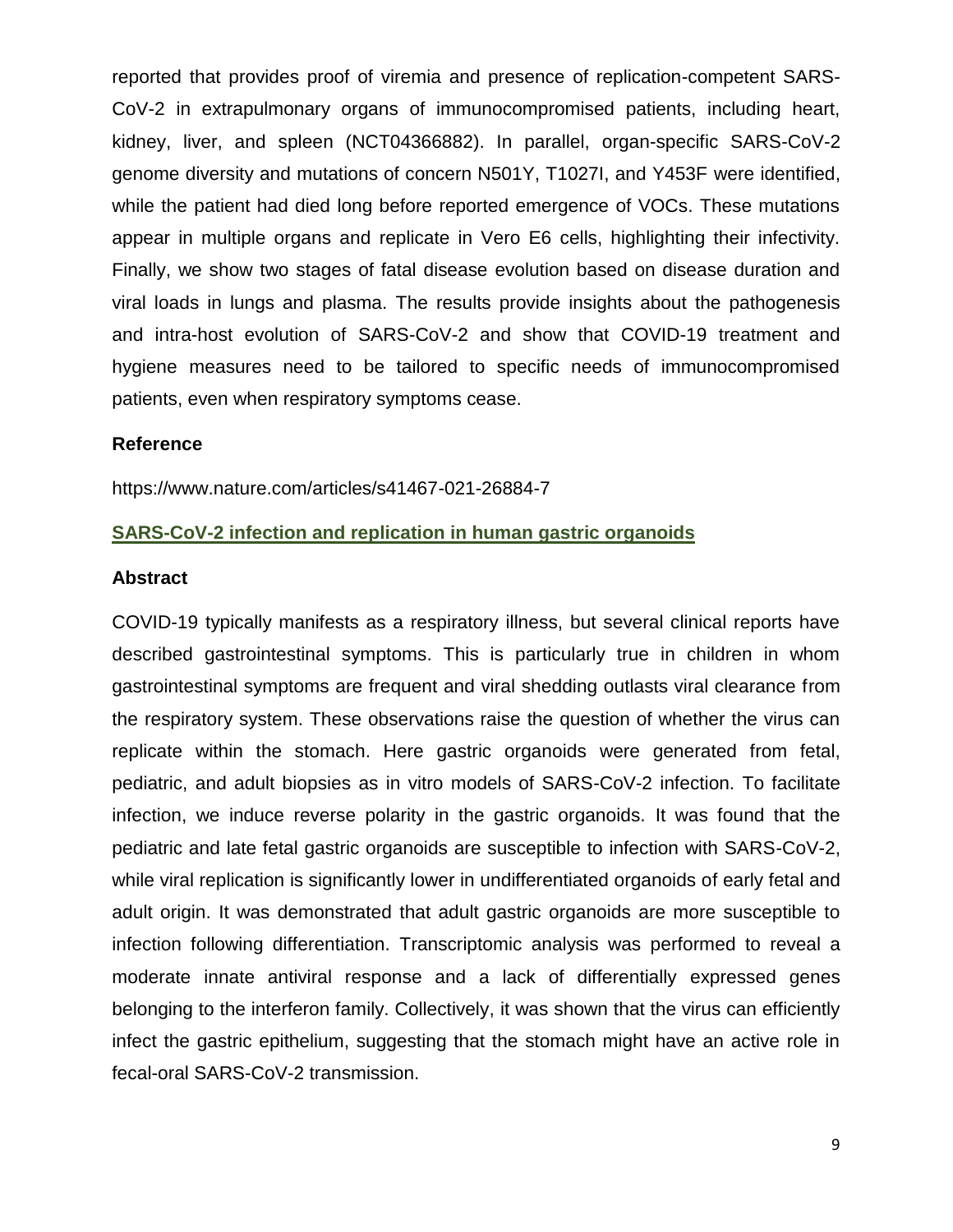reported that provides proof of viremia and presence of replication-competent SARS-CoV-2 in extrapulmonary organs of immunocompromised patients, including heart, kidney, liver, and spleen (NCT04366882). In parallel, organ-specific SARS-CoV-2 genome diversity and mutations of concern N501Y, T1027I, and Y453F were identified, while the patient had died long before reported emergence of VOCs. These mutations appear in multiple organs and replicate in Vero E6 cells, highlighting their infectivity. Finally, we show two stages of fatal disease evolution based on disease duration and viral loads in lungs and plasma. The results provide insights about the pathogenesis and intra-host evolution of SARS-CoV-2 and show that COVID-19 treatment and hygiene measures need to be tailored to specific needs of immunocompromised patients, even when respiratory symptoms cease.

**Reference**

https://www.nature.com/articles/s41467-021-26884-7

## SARS-CoV-2 infection and replication in human gastric organoids

**Abstract**

COVID-19 typically manifests as a respiratory illness, but several clinical reports have described gastrointestinal symptoms. This is particularly true in children in whom gastrointestinal symptoms are frequent and viral shedding outlasts viral clearance from the respiratory system. These observations raise the question of whether the virus can replicate within the stomach. Here gastric organoids were generated from fetal, pediatric, and adult biopsies as in vitro models of SARS-CoV-2 infection. To facilitate infection, we induce reverse polarity in the gastric organoids. It was found that the pediatric and late fetal gastric organoids are susceptible to infection with SARS-CoV-2, while viral replication is significantly lower in undifferentiated organoids of early fetal and adult origin. It was demonstrated that adult gastric organoids are more susceptible to infection following differentiation. Transcriptomic analysis was performed to reveal a moderate innate antiviral response and a lack of differentially expressed genes belonging to the interferon family. Collectively, it was shown that the virus can efficiently infect the gastric epithelium, suggesting that the stomach might have an active role in fecal-oral SARS-CoV-2 transmission.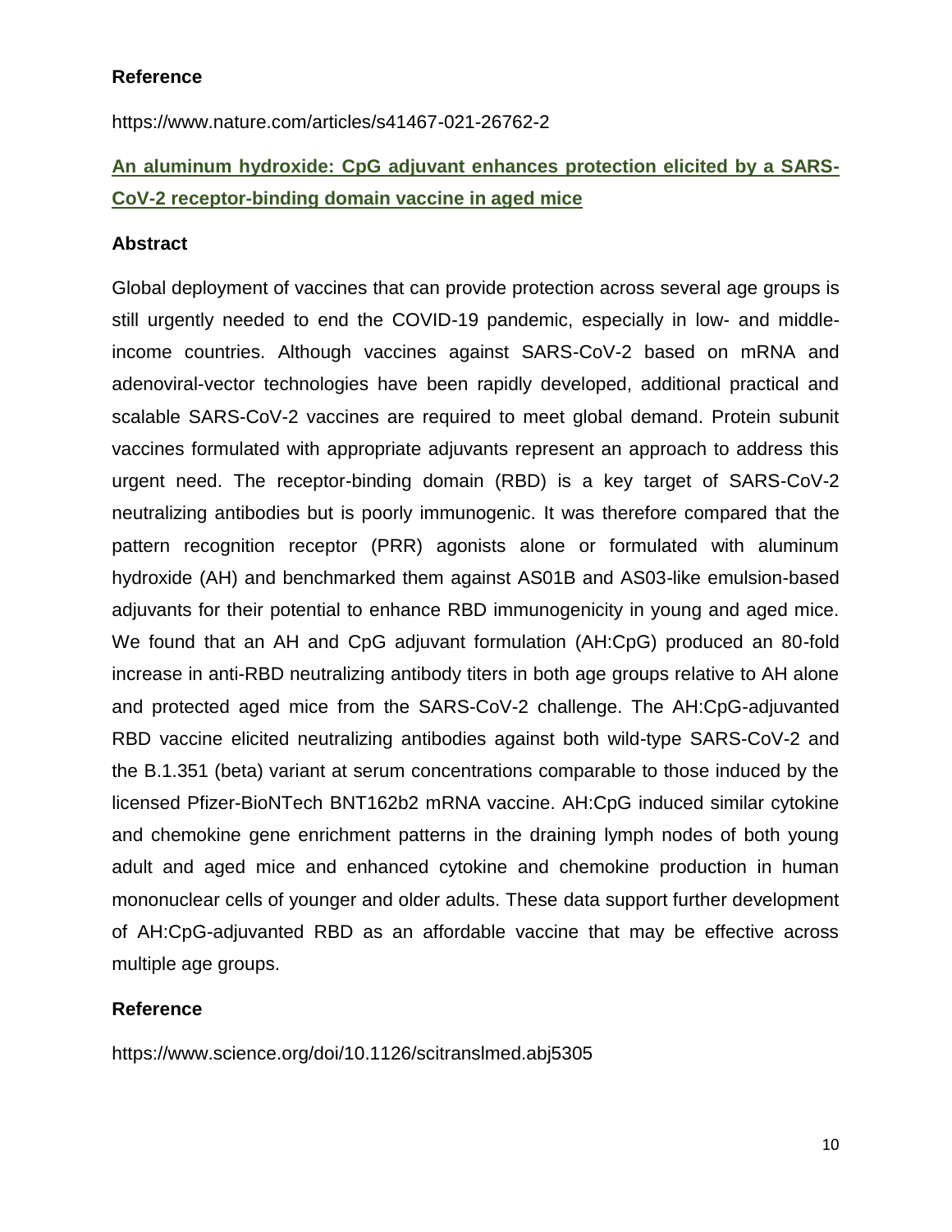**Reference**

https://www.nature.com/articles/s41467-021-26762-2

## An aluminum hydroxide: CpG adjuvant enhances protection elicited by a SARS-CoV-2 receptor-binding domain vaccine in aged mice

**Abstract**

Global deployment of vaccines that can provide protection across several age groups is still urgently needed to end the COVID-19 pandemic, especially in low- and middle-income countries. Although vaccines against SARS-CoV-2 based on mRNA and adenoviral-vector technologies have been rapidly developed, additional practical and scalable SARS-CoV-2 vaccines are required to meet global demand. Protein subunit vaccines formulated with appropriate adjuvants represent an approach to address this urgent need. The receptor-binding domain (RBD) is a key target of SARS-CoV-2 neutralizing antibodies but is poorly immunogenic. It was therefore compared that the pattern recognition receptor (PRR) agonists alone or formulated with aluminum hydroxide (AH) and benchmarked them against AS01B and AS03-like emulsion-based adjuvants for their potential to enhance RBD immunogenicity in young and aged mice. We found that an AH and CpG adjuvant formulation (AH:CpG) produced an 80-fold increase in anti-RBD neutralizing antibody titers in both age groups relative to AH alone and protected aged mice from the SARS-CoV-2 challenge. The AH:CpG-adjuvanted RBD vaccine elicited neutralizing antibodies against both wild-type SARS-CoV-2 and the B.1.351 (beta) variant at serum concentrations comparable to those induced by the licensed Pfizer-BioNTech BNT162b2 mRNA vaccine. AH:CpG induced similar cytokine and chemokine gene enrichment patterns in the draining lymph nodes of both young adult and aged mice and enhanced cytokine and chemokine production in human mononuclear cells of younger and older adults. These data support further development of AH:CpG-adjuvanted RBD as an affordable vaccine that may be effective across multiple age groups.

**Reference**

https://www.science.org/doi/10.1126/scitranslmed.abj5305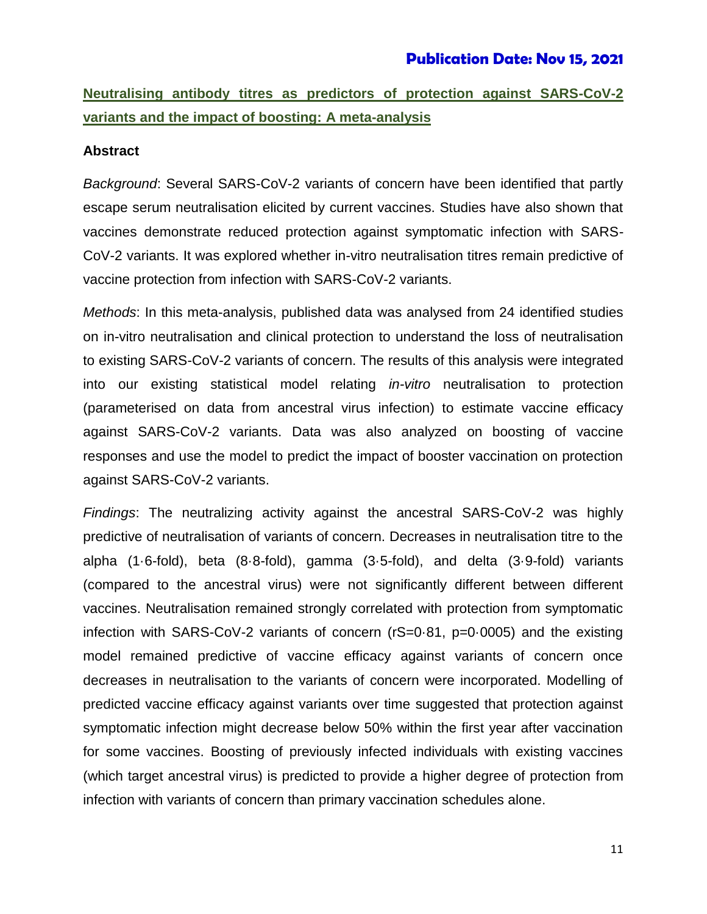**Publication Date: Nov 15, 2021**

## Neutralising antibody titres as predictors of protection against SARS-CoV-2 variants and the impact of boosting: A meta-analysis

### Abstract

*Background*: Several SARS-CoV-2 variants of concern have been identified that partly escape serum neutralisation elicited by current vaccines. Studies have also shown that vaccines demonstrate reduced protection against symptomatic infection with SARS-CoV-2 variants. It was explored whether in-vitro neutralisation titres remain predictive of vaccine protection from infection with SARS-CoV-2 variants.

*Methods*: In this meta-analysis, published data was analysed from 24 identified studies on in-vitro neutralisation and clinical protection to understand the loss of neutralisation to existing SARS-CoV-2 variants of concern. The results of this analysis were integrated into our existing statistical model relating *in-vitro* neutralisation to protection (parameterised on data from ancestral virus infection) to estimate vaccine efficacy against SARS-CoV-2 variants. Data was also analyzed on boosting of vaccine responses and use the model to predict the impact of booster vaccination on protection against SARS-CoV-2 variants.

*Findings*: The neutralizing activity against the ancestral SARS-CoV-2 was highly predictive of neutralisation of variants of concern. Decreases in neutralisation titre to the alpha (1·6-fold), beta (8·8-fold), gamma (3·5-fold), and delta (3·9-fold) variants (compared to the ancestral virus) were not significantly different between different vaccines. Neutralisation remained strongly correlated with protection from symptomatic infection with SARS-CoV-2 variants of concern ($r_S = 0{\cdot}81$, $p = 0{\cdot}0005$) and the existing model remained predictive of vaccine efficacy against variants of concern once decreases in neutralisation to the variants of concern were incorporated. Modelling of predicted vaccine efficacy against variants over time suggested that protection against symptomatic infection might decrease below 50% within the first year after vaccination for some vaccines. Boosting of previously infected individuals with existing vaccines (which target ancestral virus) is predicted to provide a higher degree of protection from infection with variants of concern than primary vaccination schedules alone.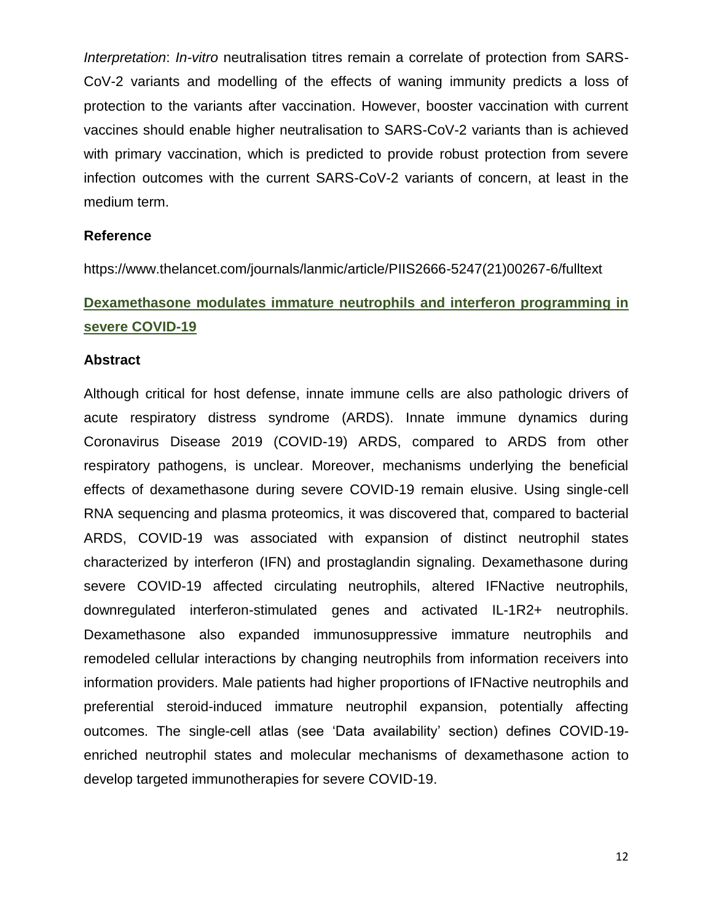*Interpretation*: *In-vitro* neutralisation titres remain a correlate of protection from SARS-CoV-2 variants and modelling of the effects of waning immunity predicts a loss of protection to the variants after vaccination. However, booster vaccination with current vaccines should enable higher neutralisation to SARS-CoV-2 variants than is achieved with primary vaccination, which is predicted to provide robust protection from severe infection outcomes with the current SARS-CoV-2 variants of concern, at least in the medium term.

**Reference**

https://www.thelancet.com/journals/lanmic/article/PIIS2666-5247(21)00267-6/fulltext

## Dexamethasone modulates immature neutrophils and interferon programming in severe COVID-19

**Abstract**

Although critical for host defense, innate immune cells are also pathologic drivers of acute respiratory distress syndrome (ARDS). Innate immune dynamics during Coronavirus Disease 2019 (COVID-19) ARDS, compared to ARDS from other respiratory pathogens, is unclear. Moreover, mechanisms underlying the beneficial effects of dexamethasone during severe COVID-19 remain elusive. Using single-cell RNA sequencing and plasma proteomics, it was discovered that, compared to bacterial ARDS, COVID-19 was associated with expansion of distinct neutrophil states characterized by interferon (IFN) and prostaglandin signaling. Dexamethasone during severe COVID-19 affected circulating neutrophils, altered IFNactive neutrophils, downregulated interferon-stimulated genes and activated IL-1R2+ neutrophils. Dexamethasone also expanded immunosuppressive immature neutrophils and remodeled cellular interactions by changing neutrophils from information receivers into information providers. Male patients had higher proportions of IFNactive neutrophils and preferential steroid-induced immature neutrophil expansion, potentially affecting outcomes. The single-cell atlas (see 'Data availability' section) defines COVID-19-enriched neutrophil states and molecular mechanisms of dexamethasone action to develop targeted immunotherapies for severe COVID-19.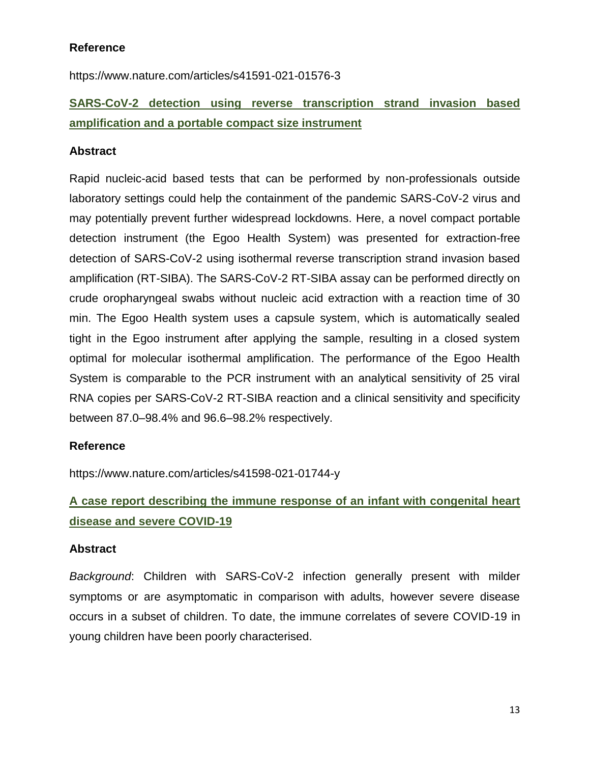**Reference**

https://www.nature.com/articles/s41591-021-01576-3

## SARS-CoV-2 detection using reverse transcription strand invasion based amplification and a portable compact size instrument

**Abstract**

Rapid nucleic-acid based tests that can be performed by non-professionals outside laboratory settings could help the containment of the pandemic SARS-CoV-2 virus and may potentially prevent further widespread lockdowns. Here, a novel compact portable detection instrument (the Egoo Health System) was presented for extraction-free detection of SARS-CoV-2 using isothermal reverse transcription strand invasion based amplification (RT-SIBA). The SARS-CoV-2 RT-SIBA assay can be performed directly on crude oropharyngeal swabs without nucleic acid extraction with a reaction time of 30 min. The Egoo Health system uses a capsule system, which is automatically sealed tight in the Egoo instrument after applying the sample, resulting in a closed system optimal for molecular isothermal amplification. The performance of the Egoo Health System is comparable to the PCR instrument with an analytical sensitivity of 25 viral RNA copies per SARS-CoV-2 RT-SIBA reaction and a clinical sensitivity and specificity between 87.0–98.4% and 96.6–98.2% respectively.

**Reference**

https://www.nature.com/articles/s41598-021-01744-y

## A case report describing the immune response of an infant with congenital heart disease and severe COVID-19

**Abstract**

*Background*: Children with SARS-CoV-2 infection generally present with milder symptoms or are asymptomatic in comparison with adults, however severe disease occurs in a subset of children. To date, the immune correlates of severe COVID-19 in young children have been poorly characterised.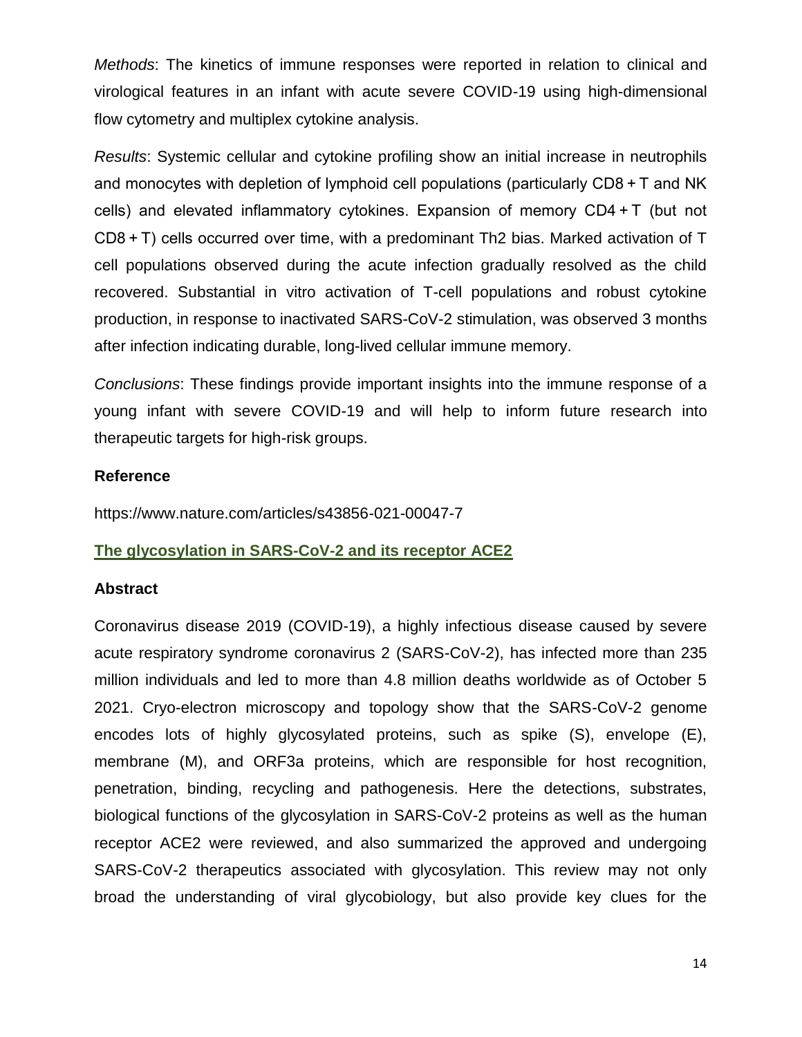*Methods*: The kinetics of immune responses were reported in relation to clinical and virological features in an infant with acute severe COVID-19 using high-dimensional flow cytometry and multiplex cytokine analysis.

*Results*: Systemic cellular and cytokine profiling show an initial increase in neutrophils and monocytes with depletion of lymphoid cell populations (particularly CD8 + T and NK cells) and elevated inflammatory cytokines. Expansion of memory CD4 + T (but not CD8 + T) cells occurred over time, with a predominant Th2 bias. Marked activation of T cell populations observed during the acute infection gradually resolved as the child recovered. Substantial in vitro activation of T-cell populations and robust cytokine production, in response to inactivated SARS-CoV-2 stimulation, was observed 3 months after infection indicating durable, long-lived cellular immune memory.

*Conclusions*: These findings provide important insights into the immune response of a young infant with severe COVID-19 and will help to inform future research into therapeutic targets for high-risk groups.

**Reference**

https://www.nature.com/articles/s43856-021-00047-7

## The glycosylation in SARS-CoV-2 and its receptor ACE2

**Abstract**

Coronavirus disease 2019 (COVID-19), a highly infectious disease caused by severe acute respiratory syndrome coronavirus 2 (SARS-CoV-2), has infected more than 235 million individuals and led to more than 4.8 million deaths worldwide as of October 5 2021. Cryo-electron microscopy and topology show that the SARS-CoV-2 genome encodes lots of highly glycosylated proteins, such as spike (S), envelope (E), membrane (M), and ORF3a proteins, which are responsible for host recognition, penetration, binding, recycling and pathogenesis. Here the detections, substrates, biological functions of the glycosylation in SARS-CoV-2 proteins as well as the human receptor ACE2 were reviewed, and also summarized the approved and undergoing SARS-CoV-2 therapeutics associated with glycosylation. This review may not only broad the understanding of viral glycobiology, but also provide key clues for the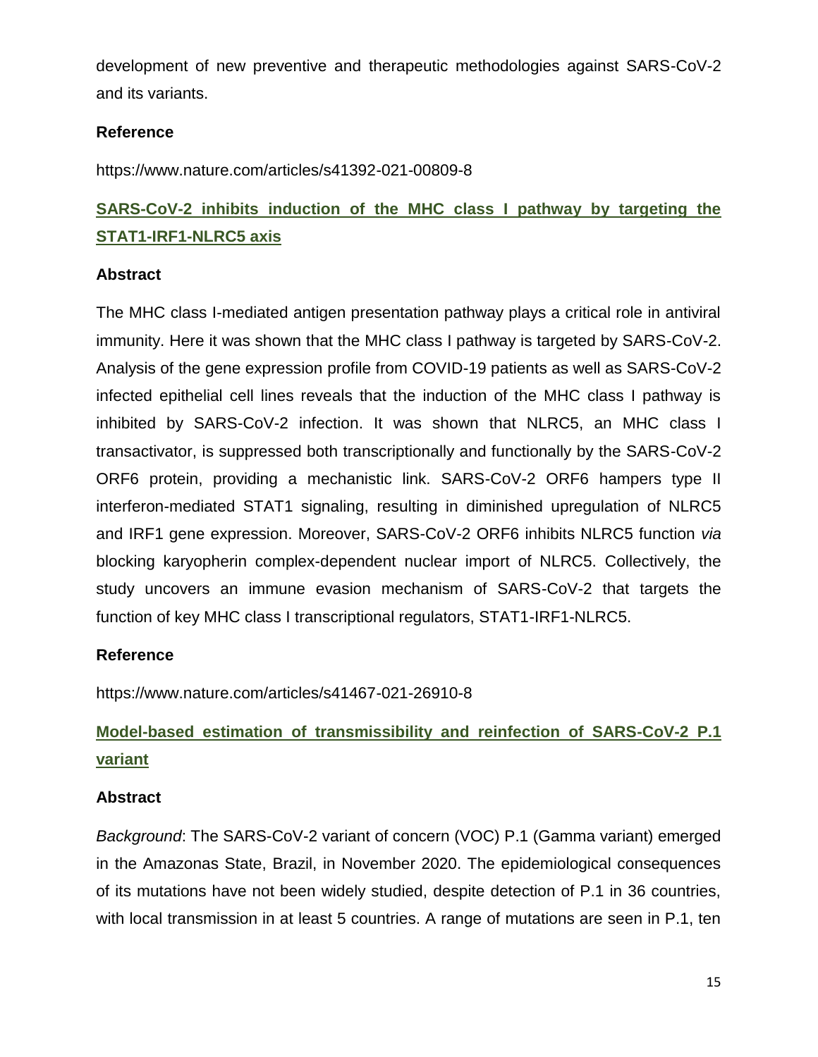development of new preventive and therapeutic methodologies against SARS-CoV-2 and its variants.

### Reference

https://www.nature.com/articles/s41392-021-00809-8

## SARS-CoV-2 inhibits induction of the MHC class I pathway by targeting the STAT1-IRF1-NLRC5 axis

### Abstract

The MHC class I-mediated antigen presentation pathway plays a critical role in antiviral immunity. Here it was shown that the MHC class I pathway is targeted by SARS-CoV-2. Analysis of the gene expression profile from COVID-19 patients as well as SARS-CoV-2 infected epithelial cell lines reveals that the induction of the MHC class I pathway is inhibited by SARS-CoV-2 infection. It was shown that NLRC5, an MHC class I transactivator, is suppressed both transcriptionally and functionally by the SARS-CoV-2 ORF6 protein, providing a mechanistic link. SARS-CoV-2 ORF6 hampers type II interferon-mediated STAT1 signaling, resulting in diminished upregulation of NLRC5 and IRF1 gene expression. Moreover, SARS-CoV-2 ORF6 inhibits NLRC5 function *via* blocking karyopherin complex-dependent nuclear import of NLRC5. Collectively, the study uncovers an immune evasion mechanism of SARS-CoV-2 that targets the function of key MHC class I transcriptional regulators, STAT1-IRF1-NLRC5.

### Reference

https://www.nature.com/articles/s41467-021-26910-8

## Model-based estimation of transmissibility and reinfection of SARS-CoV-2 P.1 variant

### Abstract

*Background*: The SARS-CoV-2 variant of concern (VOC) P.1 (Gamma variant) emerged in the Amazonas State, Brazil, in November 2020. The epidemiological consequences of its mutations have not been widely studied, despite detection of P.1 in 36 countries, with local transmission in at least 5 countries. A range of mutations are seen in P.1, ten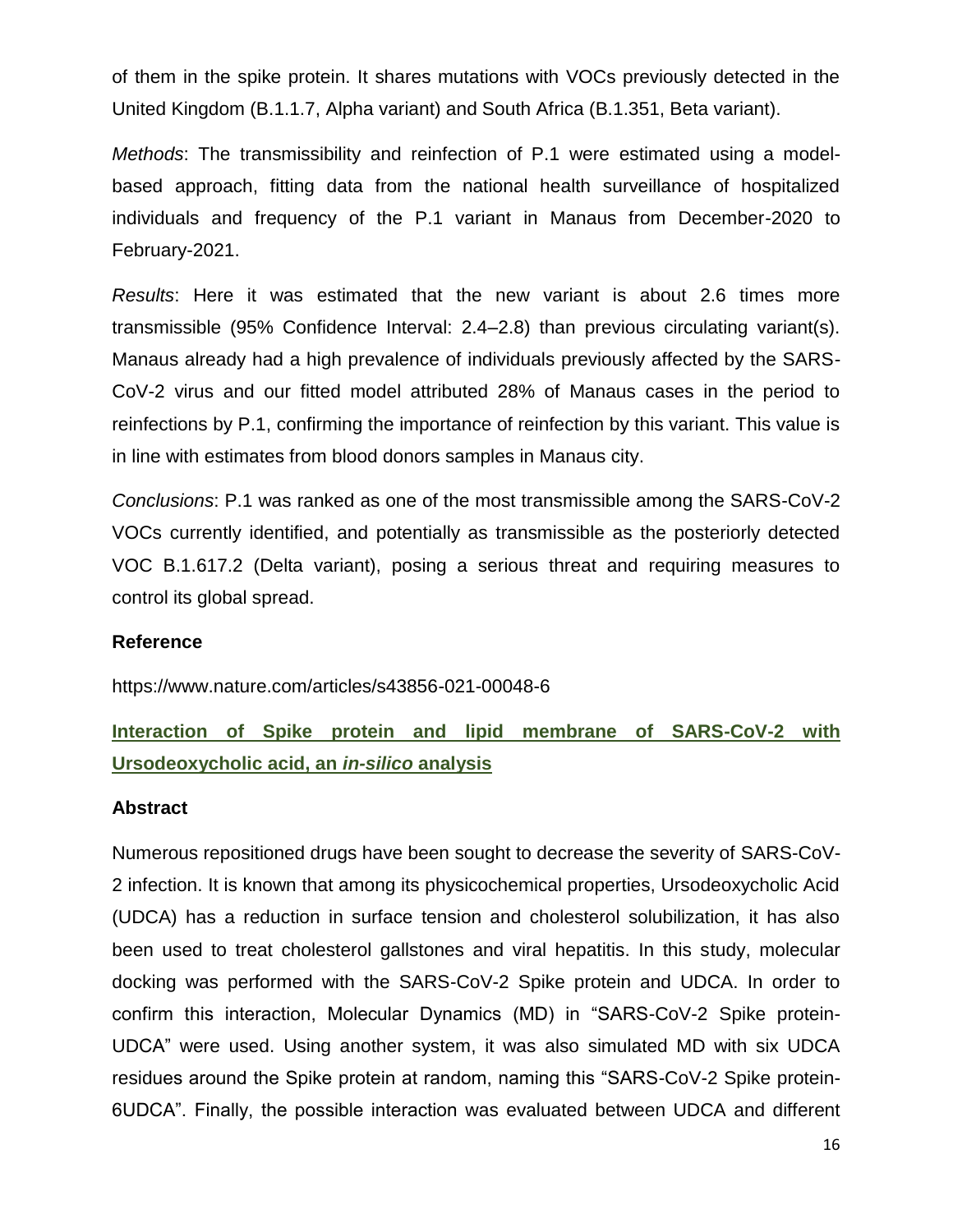of them in the spike protein. It shares mutations with VOCs previously detected in the United Kingdom (B.1.1.7, Alpha variant) and South Africa (B.1.351, Beta variant).

*Methods*: The transmissibility and reinfection of P.1 were estimated using a model-based approach, fitting data from the national health surveillance of hospitalized individuals and frequency of the P.1 variant in Manaus from December-2020 to February-2021.

*Results*: Here it was estimated that the new variant is about 2.6 times more transmissible (95% Confidence Interval: 2.4–2.8) than previous circulating variant(s). Manaus already had a high prevalence of individuals previously affected by the SARS-CoV-2 virus and our fitted model attributed 28% of Manaus cases in the period to reinfections by P.1, confirming the importance of reinfection by this variant. This value is in line with estimates from blood donors samples in Manaus city.

*Conclusions*: P.1 was ranked as one of the most transmissible among the SARS-CoV-2 VOCs currently identified, and potentially as transmissible as the posteriorly detected VOC B.1.617.2 (Delta variant), posing a serious threat and requiring measures to control its global spread.

### Reference

https://www.nature.com/articles/s43856-021-00048-6

## Interaction of Spike protein and lipid membrane of SARS-CoV-2 with Ursodeoxycholic acid, an *in-silico* analysis

### Abstract

Numerous repositioned drugs have been sought to decrease the severity of SARS-CoV-2 infection. It is known that among its physicochemical properties, Ursodeoxycholic Acid (UDCA) has a reduction in surface tension and cholesterol solubilization, it has also been used to treat cholesterol gallstones and viral hepatitis. In this study, molecular docking was performed with the SARS-CoV-2 Spike protein and UDCA. In order to confirm this interaction, Molecular Dynamics (MD) in "SARS-CoV-2 Spike protein-UDCA" were used. Using another system, it was also simulated MD with six UDCA residues around the Spike protein at random, naming this "SARS-CoV-2 Spike protein-6UDCA". Finally, the possible interaction was evaluated between UDCA and different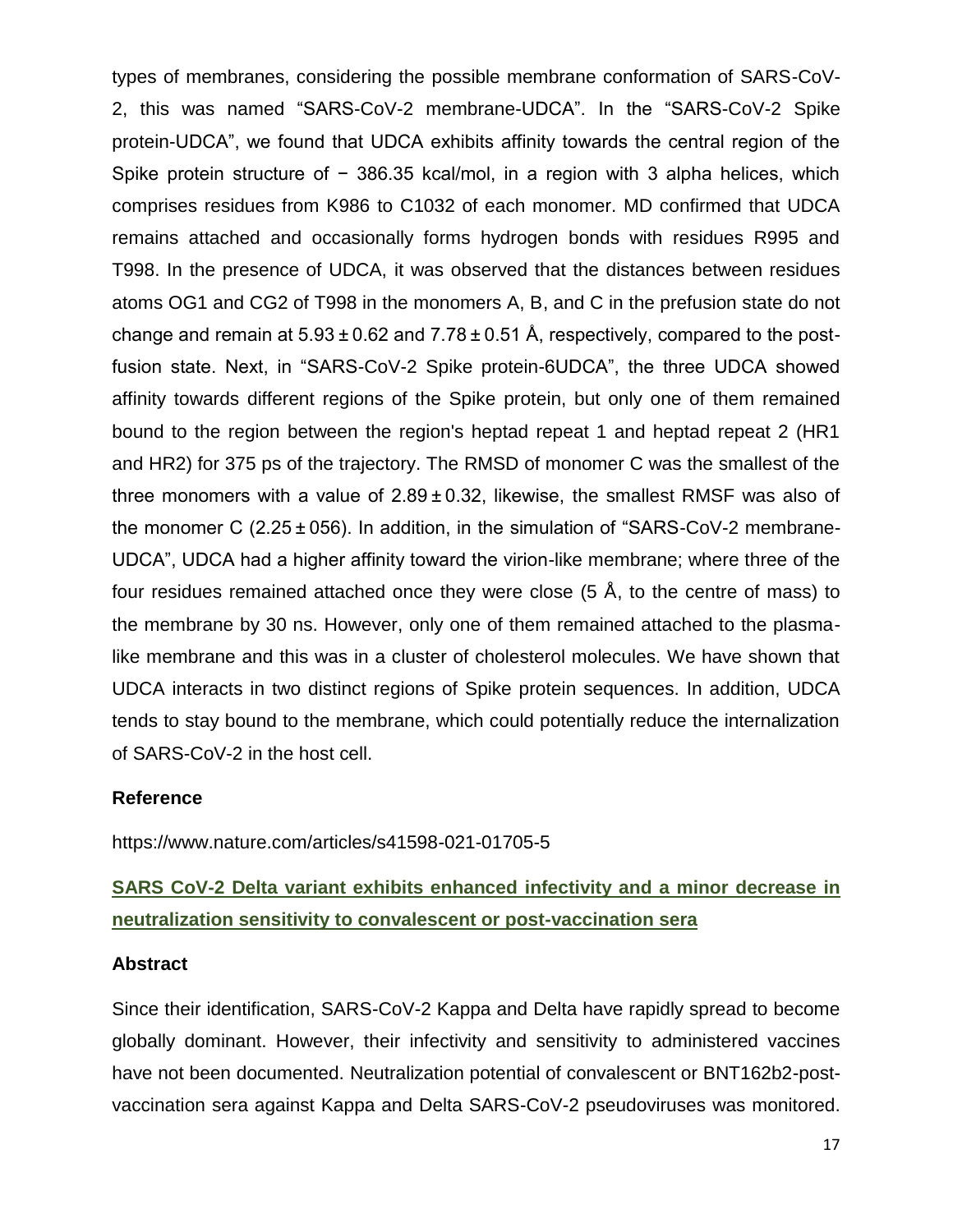types of membranes, considering the possible membrane conformation of SARS-CoV-2, this was named "SARS-CoV-2 membrane-UDCA". In the "SARS-CoV-2 Spike protein-UDCA", we found that UDCA exhibits affinity towards the central region of the Spike protein structure of − 386.35 kcal/mol, in a region with 3 alpha helices, which comprises residues from K986 to C1032 of each monomer. MD confirmed that UDCA remains attached and occasionally forms hydrogen bonds with residues R995 and T998. In the presence of UDCA, it was observed that the distances between residues atoms OG1 and CG2 of T998 in the monomers A, B, and C in the prefusion state do not change and remain at $5.93 \pm 0.62$ and $7.78 \pm 0.51$ Å, respectively, compared to the post-fusion state. Next, in "SARS-CoV-2 Spike protein-6UDCA", the three UDCA showed affinity towards different regions of the Spike protein, but only one of them remained bound to the region between the region's heptad repeat 1 and heptad repeat 2 (HR1 and HR2) for 375 ps of the trajectory. The RMSD of monomer C was the smallest of the three monomers with a value of $2.89 \pm 0.32$, likewise, the smallest RMSF was also of the monomer C ($2.25 \pm 056$). In addition, in the simulation of "SARS-CoV-2 membrane-UDCA", UDCA had a higher affinity toward the virion-like membrane; where three of the four residues remained attached once they were close (5 Å, to the centre of mass) to the membrane by 30 ns. However, only one of them remained attached to the plasma-like membrane and this was in a cluster of cholesterol molecules. We have shown that UDCA interacts in two distinct regions of Spike protein sequences. In addition, UDCA tends to stay bound to the membrane, which could potentially reduce the internalization of SARS-CoV-2 in the host cell.

### Reference

https://www.nature.com/articles/s41598-021-01705-5

## SARS CoV-2 Delta variant exhibits enhanced infectivity and a minor decrease in neutralization sensitivity to convalescent or post-vaccination sera

### Abstract

Since their identification, SARS-CoV-2 Kappa and Delta have rapidly spread to become globally dominant. However, their infectivity and sensitivity to administered vaccines have not been documented. Neutralization potential of convalescent or BNT162b2-post-vaccination sera against Kappa and Delta SARS-CoV-2 pseudoviruses was monitored.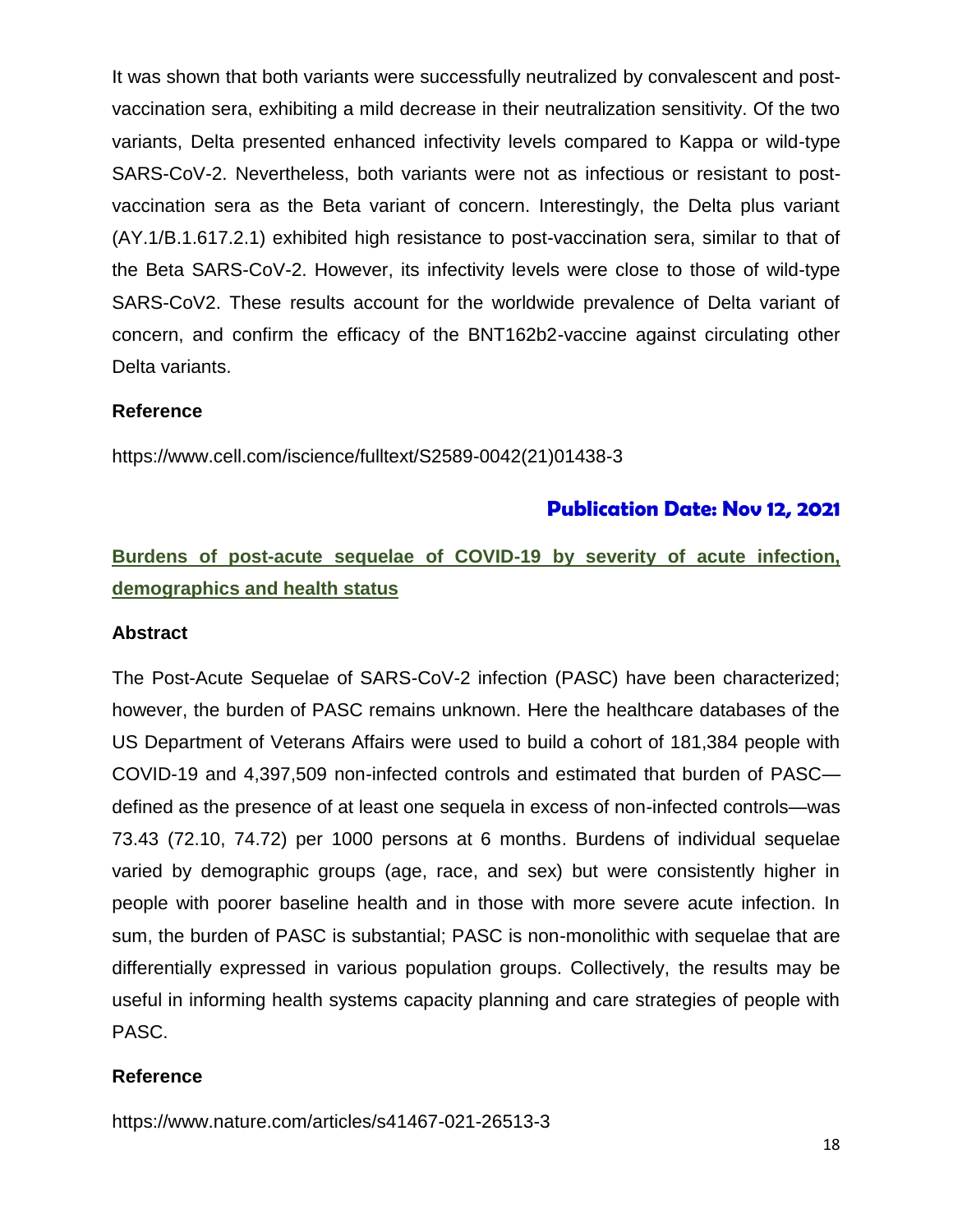It was shown that both variants were successfully neutralized by convalescent and post-vaccination sera, exhibiting a mild decrease in their neutralization sensitivity. Of the two variants, Delta presented enhanced infectivity levels compared to Kappa or wild-type SARS-CoV-2. Nevertheless, both variants were not as infectious or resistant to post-vaccination sera as the Beta variant of concern. Interestingly, the Delta plus variant (AY.1/B.1.617.2.1) exhibited high resistance to post-vaccination sera, similar to that of the Beta SARS-CoV-2. However, its infectivity levels were close to those of wild-type SARS-CoV2. These results account for the worldwide prevalence of Delta variant of concern, and confirm the efficacy of the BNT162b2-vaccine against circulating other Delta variants.

**Reference**

https://www.cell.com/iscience/fulltext/S2589-0042(21)01438-3

**Publication Date: Nov 12, 2021**

## Burdens of post-acute sequelae of COVID-19 by severity of acute infection, demographics and health status

**Abstract**

The Post-Acute Sequelae of SARS-CoV-2 infection (PASC) have been characterized; however, the burden of PASC remains unknown. Here the healthcare databases of the US Department of Veterans Affairs were used to build a cohort of 181,384 people with COVID-19 and 4,397,509 non-infected controls and estimated that burden of PASC—defined as the presence of at least one sequela in excess of non-infected controls—was 73.43 (72.10, 74.72) per 1000 persons at 6 months. Burdens of individual sequelae varied by demographic groups (age, race, and sex) but were consistently higher in people with poorer baseline health and in those with more severe acute infection. In sum, the burden of PASC is substantial; PASC is non-monolithic with sequelae that are differentially expressed in various population groups. Collectively, the results may be useful in informing health systems capacity planning and care strategies of people with PASC.

**Reference**

https://www.nature.com/articles/s41467-021-26513-3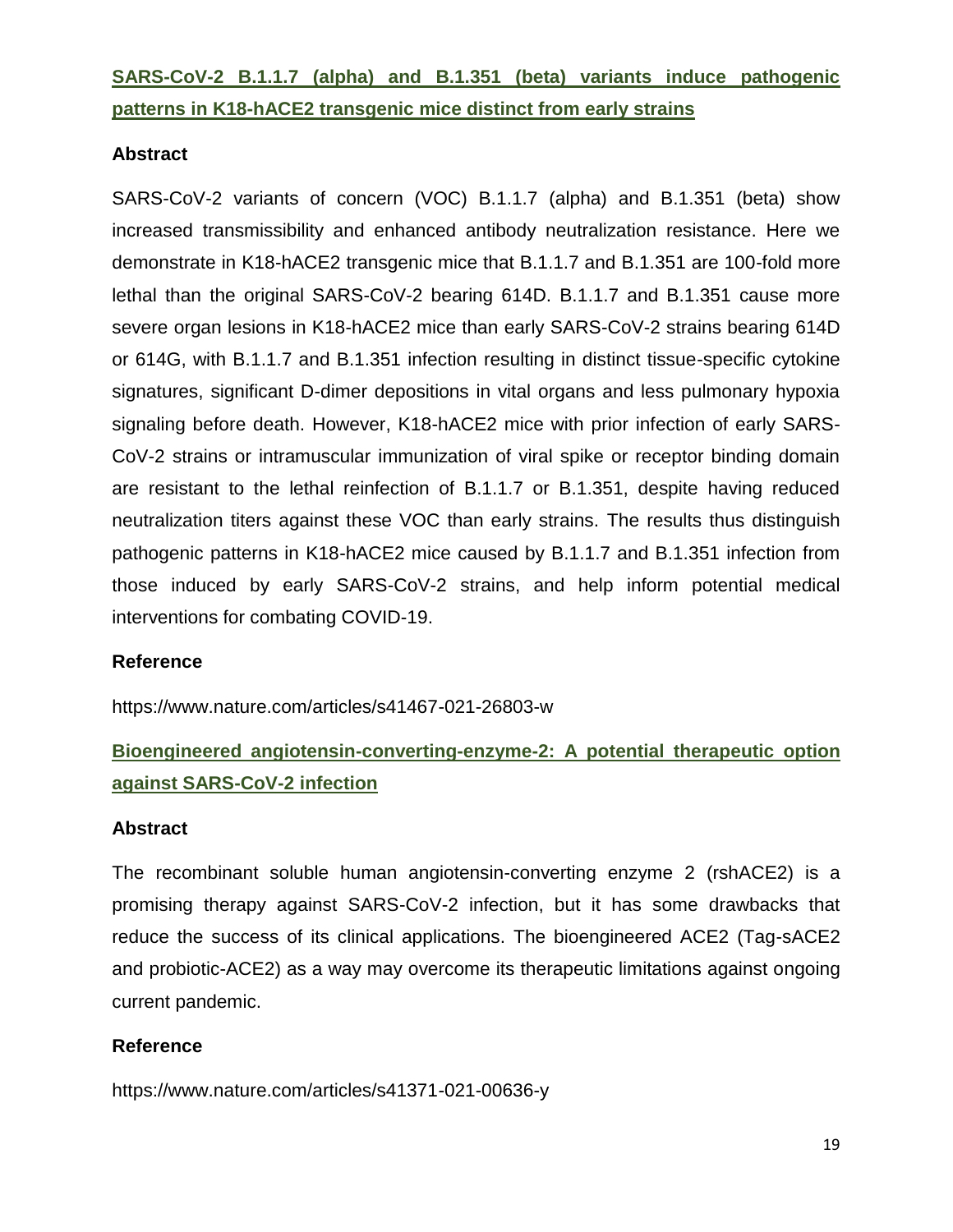## SARS-CoV-2 B.1.1.7 (alpha) and B.1.351 (beta) variants induce pathogenic patterns in K18-hACE2 transgenic mice distinct from early strains

### Abstract

SARS-CoV-2 variants of concern (VOC) B.1.1.7 (alpha) and B.1.351 (beta) show increased transmissibility and enhanced antibody neutralization resistance. Here we demonstrate in K18-hACE2 transgenic mice that B.1.1.7 and B.1.351 are 100-fold more lethal than the original SARS-CoV-2 bearing 614D. B.1.1.7 and B.1.351 cause more severe organ lesions in K18-hACE2 mice than early SARS-CoV-2 strains bearing 614D or 614G, with B.1.1.7 and B.1.351 infection resulting in distinct tissue-specific cytokine signatures, significant D-dimer depositions in vital organs and less pulmonary hypoxia signaling before death. However, K18-hACE2 mice with prior infection of early SARS-CoV-2 strains or intramuscular immunization of viral spike or receptor binding domain are resistant to the lethal reinfection of B.1.1.7 or B.1.351, despite having reduced neutralization titers against these VOC than early strains. The results thus distinguish pathogenic patterns in K18-hACE2 mice caused by B.1.1.7 and B.1.351 infection from those induced by early SARS-CoV-2 strains, and help inform potential medical interventions for combating COVID-19.

### Reference

https://www.nature.com/articles/s41467-021-26803-w

## Bioengineered angiotensin-converting-enzyme-2: A potential therapeutic option against SARS-CoV-2 infection

### Abstract

The recombinant soluble human angiotensin-converting enzyme 2 (rshACE2) is a promising therapy against SARS-CoV-2 infection, but it has some drawbacks that reduce the success of its clinical applications. The bioengineered ACE2 (Tag-sACE2 and probiotic-ACE2) as a way may overcome its therapeutic limitations against ongoing current pandemic.

### Reference

https://www.nature.com/articles/s41371-021-00636-y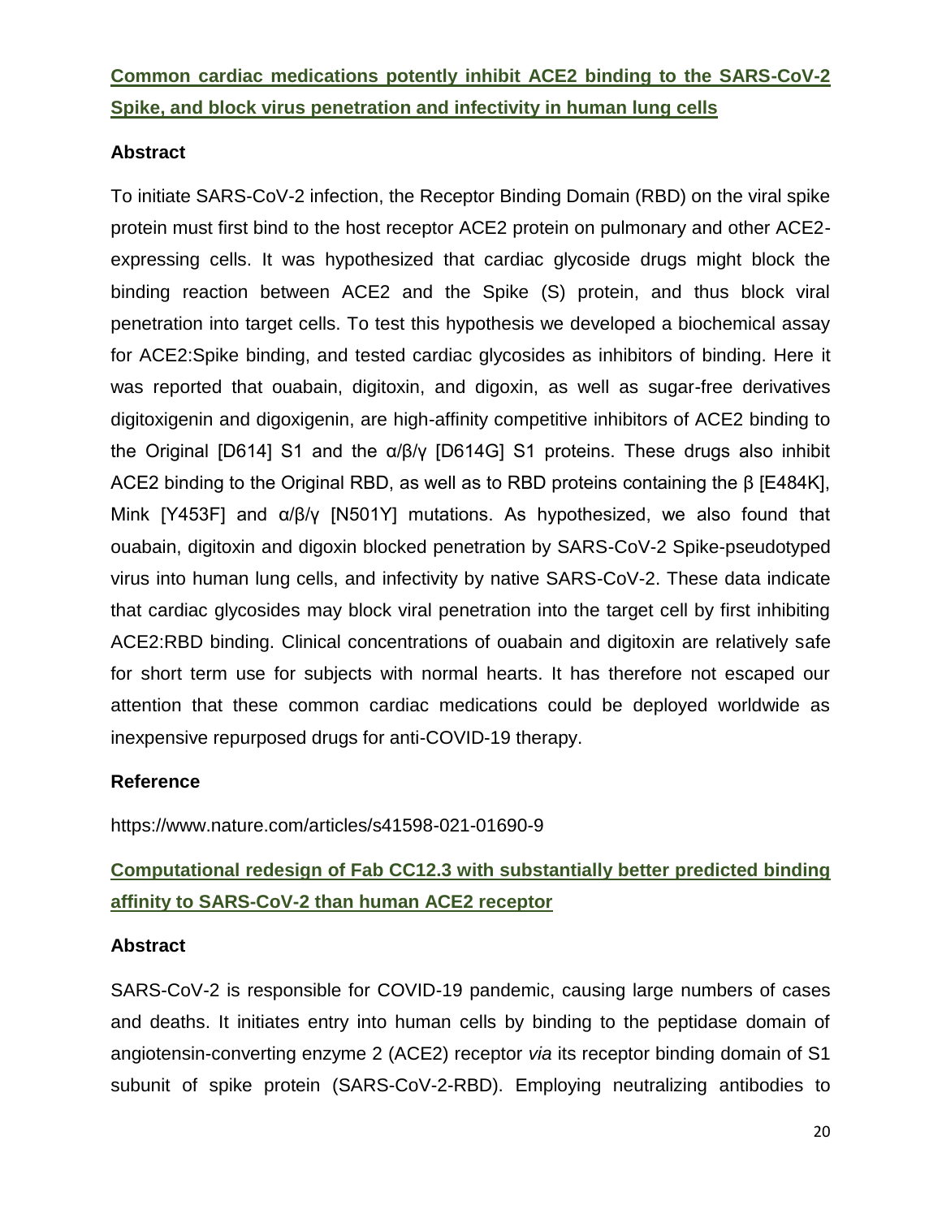## [Common cardiac medications potently inhibit ACE2 binding to the SARS-CoV-2 Spike, and block virus penetration and infectivity in human lung cells](https://www.nature.com/articles/s41598-021-01690-9)

### Abstract

To initiate SARS-CoV-2 infection, the Receptor Binding Domain (RBD) on the viral spike protein must first bind to the host receptor ACE2 protein on pulmonary and other ACE2-expressing cells. It was hypothesized that cardiac glycoside drugs might block the binding reaction between ACE2 and the Spike (S) protein, and thus block viral penetration into target cells. To test this hypothesis we developed a biochemical assay for ACE2:Spike binding, and tested cardiac glycosides as inhibitors of binding. Here it was reported that ouabain, digitoxin, and digoxin, as well as sugar-free derivatives digitoxigenin and digoxigenin, are high-affinity competitive inhibitors of ACE2 binding to the Original [D614] S1 and the α/β/γ [D614G] S1 proteins. These drugs also inhibit ACE2 binding to the Original RBD, as well as to RBD proteins containing the β [E484K], Mink [Y453F] and α/β/γ [N501Y] mutations. As hypothesized, we also found that ouabain, digitoxin and digoxin blocked penetration by SARS-CoV-2 Spike-pseudotyped virus into human lung cells, and infectivity by native SARS-CoV-2. These data indicate that cardiac glycosides may block viral penetration into the target cell by first inhibiting ACE2:RBD binding. Clinical concentrations of ouabain and digitoxin are relatively safe for short term use for subjects with normal hearts. It has therefore not escaped our attention that these common cardiac medications could be deployed worldwide as inexpensive repurposed drugs for anti-COVID-19 therapy.

### Reference

https://www.nature.com/articles/s41598-021-01690-9

## Computational redesign of Fab CC12.3 with substantially better predicted binding affinity to SARS-CoV-2 than human ACE2 receptor

### Abstract

SARS-CoV-2 is responsible for COVID-19 pandemic, causing large numbers of cases and deaths. It initiates entry into human cells by binding to the peptidase domain of angiotensin-converting enzyme 2 (ACE2) receptor *via* its receptor binding domain of S1 subunit of spike protein (SARS-CoV-2-RBD). Employing neutralizing antibodies to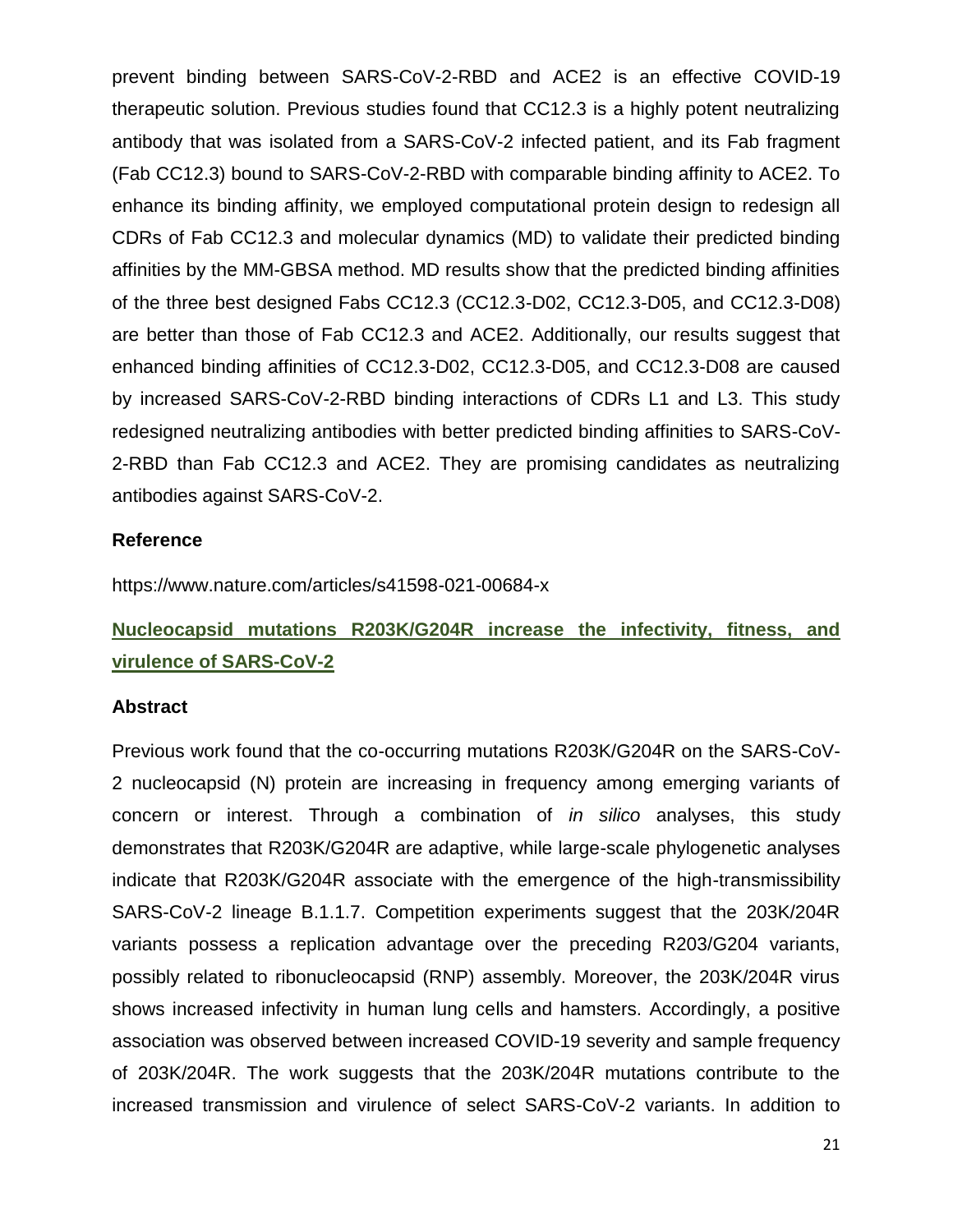prevent binding between SARS-CoV-2-RBD and ACE2 is an effective COVID-19 therapeutic solution. Previous studies found that CC12.3 is a highly potent neutralizing antibody that was isolated from a SARS-CoV-2 infected patient, and its Fab fragment (Fab CC12.3) bound to SARS-CoV-2-RBD with comparable binding affinity to ACE2. To enhance its binding affinity, we employed computational protein design to redesign all CDRs of Fab CC12.3 and molecular dynamics (MD) to validate their predicted binding affinities by the MM-GBSA method. MD results show that the predicted binding affinities of the three best designed Fabs CC12.3 (CC12.3-D02, CC12.3-D05, and CC12.3-D08) are better than those of Fab CC12.3 and ACE2. Additionally, our results suggest that enhanced binding affinities of CC12.3-D02, CC12.3-D05, and CC12.3-D08 are caused by increased SARS-CoV-2-RBD binding interactions of CDRs L1 and L3. This study redesigned neutralizing antibodies with better predicted binding affinities to SARS-CoV-2-RBD than Fab CC12.3 and ACE2. They are promising candidates as neutralizing antibodies against SARS-CoV-2.

### Reference

https://www.nature.com/articles/s41598-021-00684-x

## Nucleocapsid mutations R203K/G204R increase the infectivity, fitness, and virulence of SARS-CoV-2

### Abstract

Previous work found that the co-occurring mutations R203K/G204R on the SARS-CoV-2 nucleocapsid (N) protein are increasing in frequency among emerging variants of concern or interest. Through a combination of *in silico* analyses, this study demonstrates that R203K/G204R are adaptive, while large-scale phylogenetic analyses indicate that R203K/G204R associate with the emergence of the high-transmissibility SARS-CoV-2 lineage B.1.1.7. Competition experiments suggest that the 203K/204R variants possess a replication advantage over the preceding R203/G204 variants, possibly related to ribonucleocapsid (RNP) assembly. Moreover, the 203K/204R virus shows increased infectivity in human lung cells and hamsters. Accordingly, a positive association was observed between increased COVID-19 severity and sample frequency of 203K/204R. The work suggests that the 203K/204R mutations contribute to the increased transmission and virulence of select SARS-CoV-2 variants. In addition to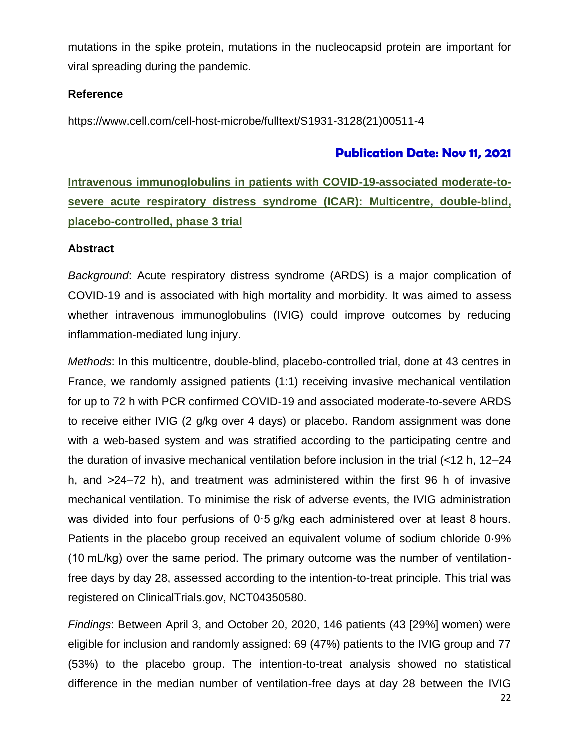mutations in the spike protein, mutations in the nucleocapsid protein are important for viral spreading during the pandemic.

**Reference**

https://www.cell.com/cell-host-microbe/fulltext/S1931-3128(21)00511-4

## Publication Date: Nov 11, 2021

### Intravenous immunoglobulins in patients with COVID-19-associated moderate-to-severe acute respiratory distress syndrome (ICAR): Multicentre, double-blind, placebo-controlled, phase 3 trial

**Abstract**

*Background*: Acute respiratory distress syndrome (ARDS) is a major complication of COVID-19 and is associated with high mortality and morbidity. It was aimed to assess whether intravenous immunoglobulins (IVIG) could improve outcomes by reducing inflammation-mediated lung injury.

*Methods*: In this multicentre, double-blind, placebo-controlled trial, done at 43 centres in France, we randomly assigned patients (1:1) receiving invasive mechanical ventilation for up to 72 h with PCR confirmed COVID-19 and associated moderate-to-severe ARDS to receive either IVIG (2 g/kg over 4 days) or placebo. Random assignment was done with a web-based system and was stratified according to the participating centre and the duration of invasive mechanical ventilation before inclusion in the trial (<12 h, 12–24 h, and >24–72 h), and treatment was administered within the first 96 h of invasive mechanical ventilation. To minimise the risk of adverse events, the IVIG administration was divided into four perfusions of 0·5 g/kg each administered over at least 8 hours. Patients in the placebo group received an equivalent volume of sodium chloride 0·9% (10 mL/kg) over the same period. The primary outcome was the number of ventilation-free days by day 28, assessed according to the intention-to-treat principle. This trial was registered on ClinicalTrials.gov, NCT04350580.

*Findings*: Between April 3, and October 20, 2020, 146 patients (43 [29%] women) were eligible for inclusion and randomly assigned: 69 (47%) patients to the IVIG group and 77 (53%) to the placebo group. The intention-to-treat analysis showed no statistical difference in the median number of ventilation-free days at day 28 between the IVIG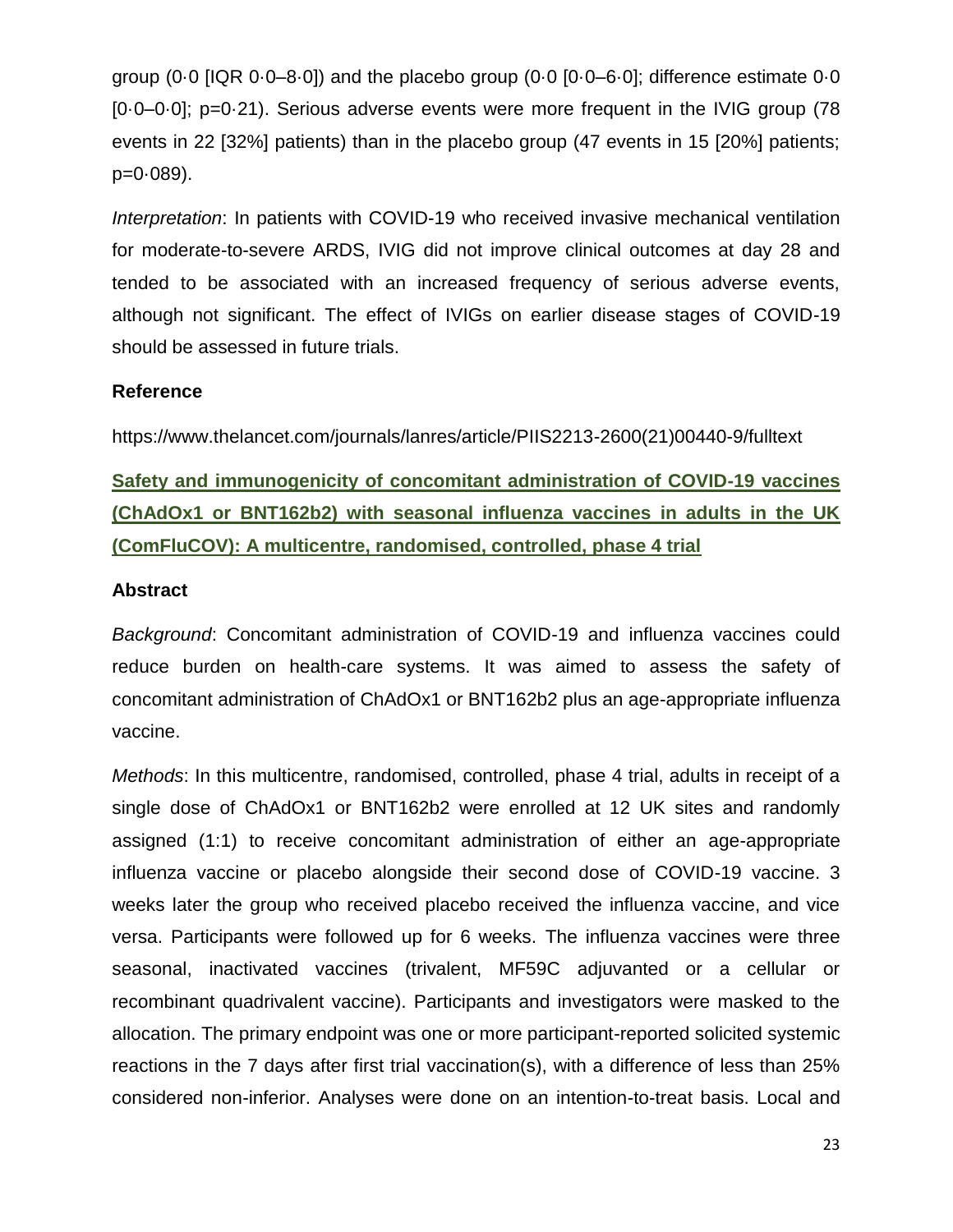group (0·0 [IQR 0·0–8·0]) and the placebo group (0·0 [0·0–6·0]; difference estimate 0·0 [0·0–0·0]; p=0·21). Serious adverse events were more frequent in the IVIG group (78 events in 22 [32%] patients) than in the placebo group (47 events in 15 [20%] patients; p=0·089).

*Interpretation*: In patients with COVID-19 who received invasive mechanical ventilation for moderate-to-severe ARDS, IVIG did not improve clinical outcomes at day 28 and tended to be associated with an increased frequency of serious adverse events, although not significant. The effect of IVIGs on earlier disease stages of COVID-19 should be assessed in future trials.

**Reference**

https://www.thelancet.com/journals/lanres/article/PIIS2213-2600(21)00440-9/fulltext

**Safety and immunogenicity of concomitant administration of COVID-19 vaccines (ChAdOx1 or BNT162b2) with seasonal influenza vaccines in adults in the UK (ComFluCOV): A multicentre, randomised, controlled, phase 4 trial**

**Abstract**

*Background*: Concomitant administration of COVID-19 and influenza vaccines could reduce burden on health-care systems. It was aimed to assess the safety of concomitant administration of ChAdOx1 or BNT162b2 plus an age-appropriate influenza vaccine.

*Methods*: In this multicentre, randomised, controlled, phase 4 trial, adults in receipt of a single dose of ChAdOx1 or BNT162b2 were enrolled at 12 UK sites and randomly assigned (1:1) to receive concomitant administration of either an age-appropriate influenza vaccine or placebo alongside their second dose of COVID-19 vaccine. 3 weeks later the group who received placebo received the influenza vaccine, and vice versa. Participants were followed up for 6 weeks. The influenza vaccines were three seasonal, inactivated vaccines (trivalent, MF59C adjuvanted or a cellular or recombinant quadrivalent vaccine). Participants and investigators were masked to the allocation. The primary endpoint was one or more participant-reported solicited systemic reactions in the 7 days after first trial vaccination(s), with a difference of less than 25% considered non-inferior. Analyses were done on an intention-to-treat basis. Local and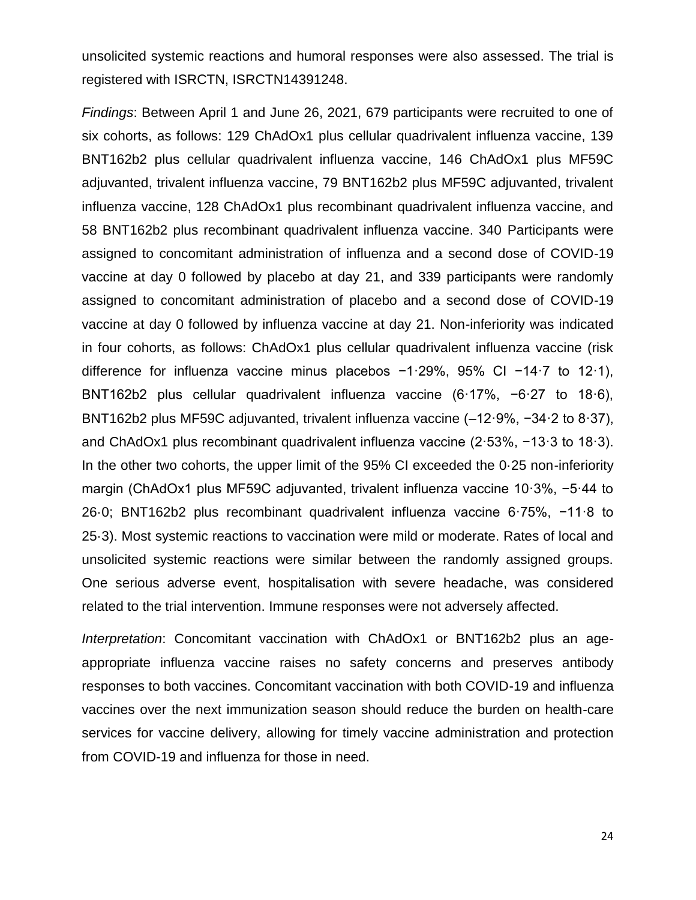unsolicited systemic reactions and humoral responses were also assessed. The trial is registered with ISRCTN, ISRCTN14391248.

*Findings*: Between April 1 and June 26, 2021, 679 participants were recruited to one of six cohorts, as follows: 129 ChAdOx1 plus cellular quadrivalent influenza vaccine, 139 BNT162b2 plus cellular quadrivalent influenza vaccine, 146 ChAdOx1 plus MF59C adjuvanted, trivalent influenza vaccine, 79 BNT162b2 plus MF59C adjuvanted, trivalent influenza vaccine, 128 ChAdOx1 plus recombinant quadrivalent influenza vaccine, and 58 BNT162b2 plus recombinant quadrivalent influenza vaccine. 340 Participants were assigned to concomitant administration of influenza and a second dose of COVID-19 vaccine at day 0 followed by placebo at day 21, and 339 participants were randomly assigned to concomitant administration of placebo and a second dose of COVID-19 vaccine at day 0 followed by influenza vaccine at day 21. Non-inferiority was indicated in four cohorts, as follows: ChAdOx1 plus cellular quadrivalent influenza vaccine (risk difference for influenza vaccine minus placebos −1·29%, 95% CI −14·7 to 12·1), BNT162b2 plus cellular quadrivalent influenza vaccine (6·17%, −6·27 to 18·6), BNT162b2 plus MF59C adjuvanted, trivalent influenza vaccine (–12·9%, −34·2 to 8·37), and ChAdOx1 plus recombinant quadrivalent influenza vaccine (2·53%, −13·3 to 18·3). In the other two cohorts, the upper limit of the 95% CI exceeded the 0·25 non-inferiority margin (ChAdOx1 plus MF59C adjuvanted, trivalent influenza vaccine 10·3%, −5·44 to 26·0; BNT162b2 plus recombinant quadrivalent influenza vaccine 6·75%, −11·8 to 25·3). Most systemic reactions to vaccination were mild or moderate. Rates of local and unsolicited systemic reactions were similar between the randomly assigned groups. One serious adverse event, hospitalisation with severe headache, was considered related to the trial intervention. Immune responses were not adversely affected.

*Interpretation*: Concomitant vaccination with ChAdOx1 or BNT162b2 plus an age-appropriate influenza vaccine raises no safety concerns and preserves antibody responses to both vaccines. Concomitant vaccination with both COVID-19 and influenza vaccines over the next immunization season should reduce the burden on health-care services for vaccine delivery, allowing for timely vaccine administration and protection from COVID-19 and influenza for those in need.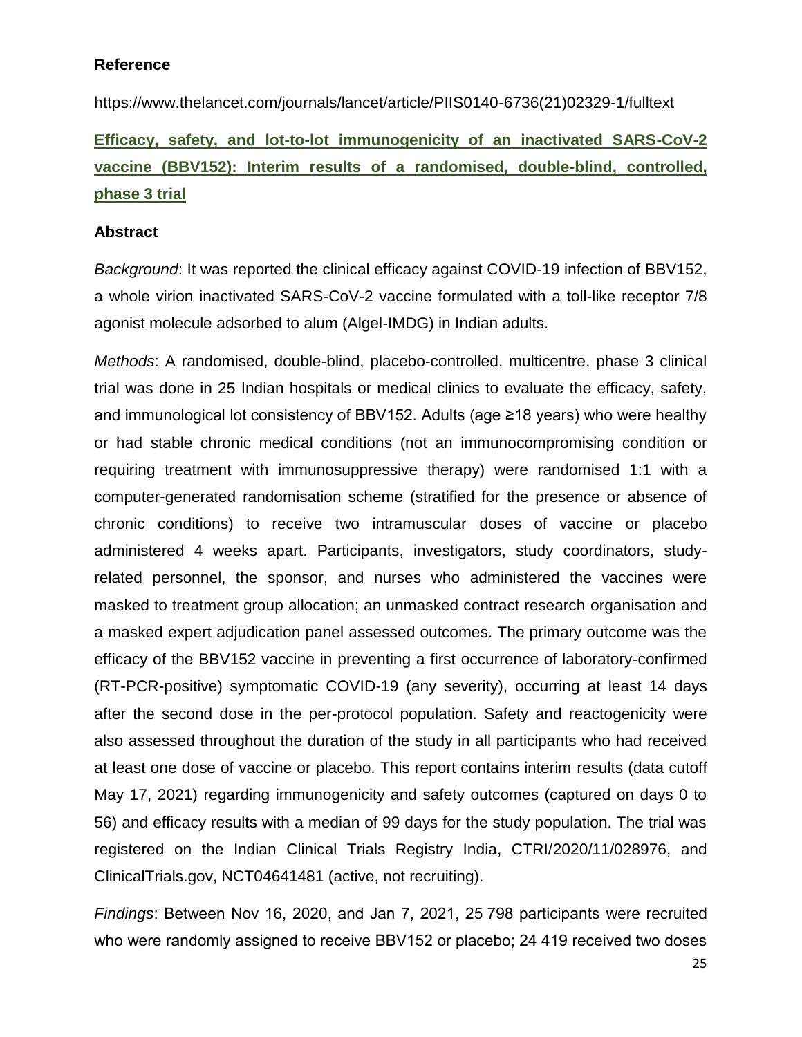### Reference

https://www.thelancet.com/journals/lancet/article/PIIS0140-6736(21)02329-1/fulltext

## Efficacy, safety, and lot-to-lot immunogenicity of an inactivated SARS-CoV-2 vaccine (BBV152): Interim results of a randomised, double-blind, controlled, phase 3 trial

### Abstract

*Background*: It was reported the clinical efficacy against COVID-19 infection of BBV152, a whole virion inactivated SARS-CoV-2 vaccine formulated with a toll-like receptor 7/8 agonist molecule adsorbed to alum (Algel-IMDG) in Indian adults.

*Methods*: A randomised, double-blind, placebo-controlled, multicentre, phase 3 clinical trial was done in 25 Indian hospitals or medical clinics to evaluate the efficacy, safety, and immunological lot consistency of BBV152. Adults (age ≥18 years) who were healthy or had stable chronic medical conditions (not an immunocompromising condition or requiring treatment with immunosuppressive therapy) were randomised 1:1 with a computer-generated randomisation scheme (stratified for the presence or absence of chronic conditions) to receive two intramuscular doses of vaccine or placebo administered 4 weeks apart. Participants, investigators, study coordinators, study-related personnel, the sponsor, and nurses who administered the vaccines were masked to treatment group allocation; an unmasked contract research organisation and a masked expert adjudication panel assessed outcomes. The primary outcome was the efficacy of the BBV152 vaccine in preventing a first occurrence of laboratory-confirmed (RT-PCR-positive) symptomatic COVID-19 (any severity), occurring at least 14 days after the second dose in the per-protocol population. Safety and reactogenicity were also assessed throughout the duration of the study in all participants who had received at least one dose of vaccine or placebo. This report contains interim results (data cutoff May 17, 2021) regarding immunogenicity and safety outcomes (captured on days 0 to 56) and efficacy results with a median of 99 days for the study population. The trial was registered on the Indian Clinical Trials Registry India, CTRI/2020/11/028976, and ClinicalTrials.gov, NCT04641481 (active, not recruiting).

*Findings*: Between Nov 16, 2020, and Jan 7, 2021, 25 798 participants were recruited who were randomly assigned to receive BBV152 or placebo; 24 419 received two doses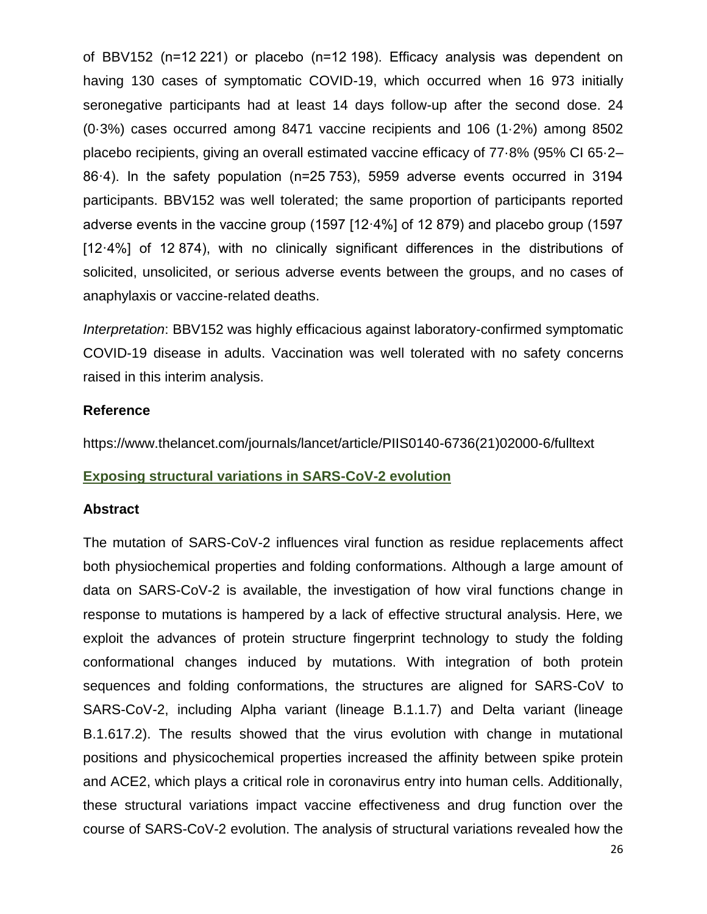of BBV152 (n=12 221) or placebo (n=12 198). Efficacy analysis was dependent on having 130 cases of symptomatic COVID-19, which occurred when 16 973 initially seronegative participants had at least 14 days follow-up after the second dose. 24 (0·3%) cases occurred among 8471 vaccine recipients and 106 (1·2%) among 8502 placebo recipients, giving an overall estimated vaccine efficacy of 77·8% (95% CI 65·2–86·4). In the safety population (n=25 753), 5959 adverse events occurred in 3194 participants. BBV152 was well tolerated; the same proportion of participants reported adverse events in the vaccine group (1597 [12·4%] of 12 879) and placebo group (1597 [12·4%] of 12 874), with no clinically significant differences in the distributions of solicited, unsolicited, or serious adverse events between the groups, and no cases of anaphylaxis or vaccine-related deaths.

*Interpretation*: BBV152 was highly efficacious against laboratory-confirmed symptomatic COVID-19 disease in adults. Vaccination was well tolerated with no safety concerns raised in this interim analysis.

**Reference**

https://www.thelancet.com/journals/lancet/article/PIIS0140-6736(21)02000-6/fulltext

## Exposing structural variations in SARS-CoV-2 evolution

**Abstract**

The mutation of SARS-CoV-2 influences viral function as residue replacements affect both physiochemical properties and folding conformations. Although a large amount of data on SARS-CoV-2 is available, the investigation of how viral functions change in response to mutations is hampered by a lack of effective structural analysis. Here, we exploit the advances of protein structure fingerprint technology to study the folding conformational changes induced by mutations. With integration of both protein sequences and folding conformations, the structures are aligned for SARS-CoV to SARS-CoV-2, including Alpha variant (lineage B.1.1.7) and Delta variant (lineage B.1.617.2). The results showed that the virus evolution with change in mutational positions and physicochemical properties increased the affinity between spike protein and ACE2, which plays a critical role in coronavirus entry into human cells. Additionally, these structural variations impact vaccine effectiveness and drug function over the course of SARS-CoV-2 evolution. The analysis of structural variations revealed how the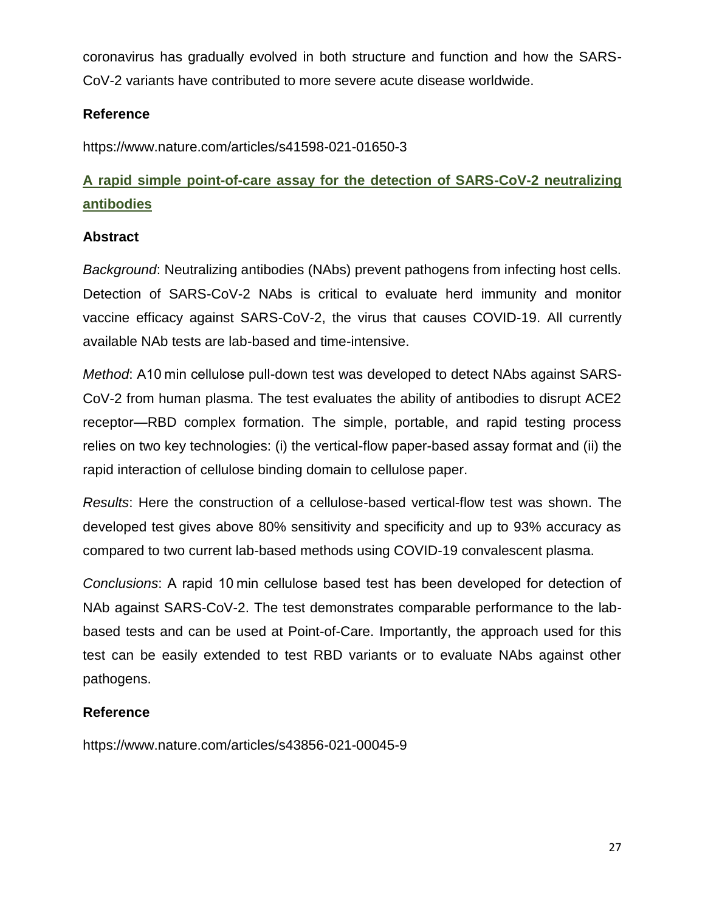coronavirus has gradually evolved in both structure and function and how the SARS-CoV-2 variants have contributed to more severe acute disease worldwide.

**Reference**

https://www.nature.com/articles/s41598-021-01650-3

## A rapid simple point-of-care assay for the detection of SARS-CoV-2 neutralizing antibodies

**Abstract**

*Background*: Neutralizing antibodies (NAbs) prevent pathogens from infecting host cells. Detection of SARS-CoV-2 NAbs is critical to evaluate herd immunity and monitor vaccine efficacy against SARS-CoV-2, the virus that causes COVID-19. All currently available NAb tests are lab-based and time-intensive.

*Method*: A10 min cellulose pull-down test was developed to detect NAbs against SARS-CoV-2 from human plasma. The test evaluates the ability of antibodies to disrupt ACE2 receptor—RBD complex formation. The simple, portable, and rapid testing process relies on two key technologies: (i) the vertical-flow paper-based assay format and (ii) the rapid interaction of cellulose binding domain to cellulose paper.

*Results*: Here the construction of a cellulose-based vertical-flow test was shown. The developed test gives above 80% sensitivity and specificity and up to 93% accuracy as compared to two current lab-based methods using COVID-19 convalescent plasma.

*Conclusions*: A rapid 10 min cellulose based test has been developed for detection of NAb against SARS-CoV-2. The test demonstrates comparable performance to the lab-based tests and can be used at Point-of-Care. Importantly, the approach used for this test can be easily extended to test RBD variants or to evaluate NAbs against other pathogens.

**Reference**

https://www.nature.com/articles/s43856-021-00045-9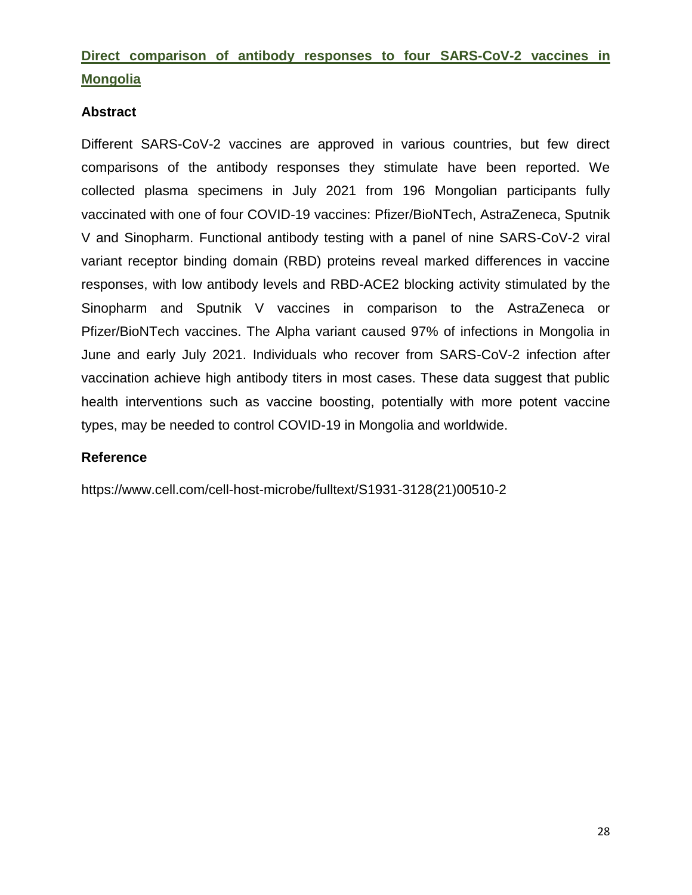## [Direct comparison of antibody responses to four SARS-CoV-2 vaccines in Mongolia](https://www.cell.com/cell-host-microbe/fulltext/S1931-3128(21)00510-2)

### Abstract

Different SARS-CoV-2 vaccines are approved in various countries, but few direct comparisons of the antibody responses they stimulate have been reported. We collected plasma specimens in July 2021 from 196 Mongolian participants fully vaccinated with one of four COVID-19 vaccines: Pfizer/BioNTech, AstraZeneca, Sputnik V and Sinopharm. Functional antibody testing with a panel of nine SARS-CoV-2 viral variant receptor binding domain (RBD) proteins reveal marked differences in vaccine responses, with low antibody levels and RBD-ACE2 blocking activity stimulated by the Sinopharm and Sputnik V vaccines in comparison to the AstraZeneca or Pfizer/BioNTech vaccines. The Alpha variant caused 97% of infections in Mongolia in June and early July 2021. Individuals who recover from SARS-CoV-2 infection after vaccination achieve high antibody titers in most cases. These data suggest that public health interventions such as vaccine boosting, potentially with more potent vaccine types, may be needed to control COVID-19 in Mongolia and worldwide.

### Reference

https://www.cell.com/cell-host-microbe/fulltext/S1931-3128(21)00510-2